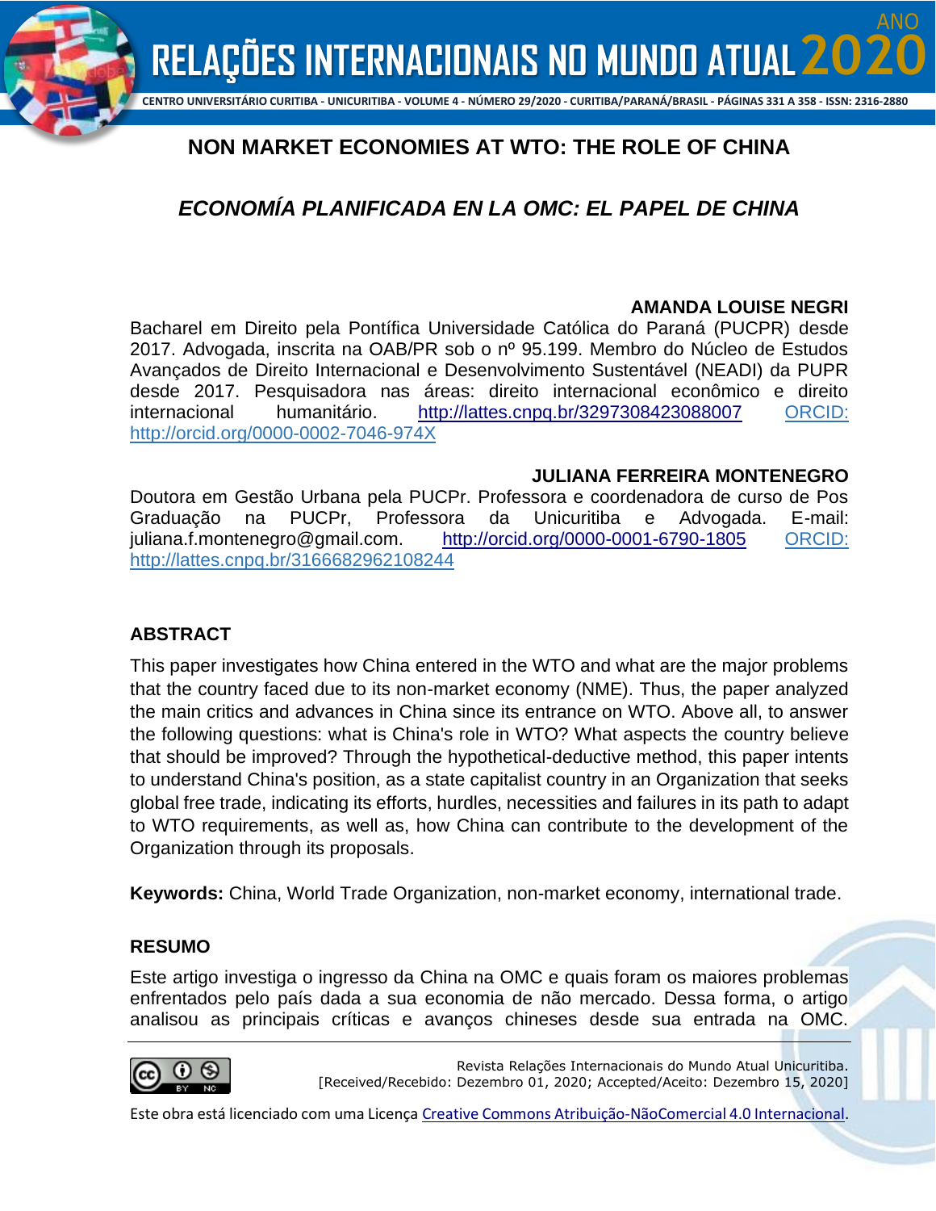# NON MARKET ECONOMIES AT WTO: THE ROLE OF CHINA

## *ECONOMÍA PLANIFICADA EN LA OMC: EL PAPEL DE CHINA*

**AMANDA LOUISE NEGRI**

Bacharel em Direito pela Pontífica Universidade Católica do Paraná (PUCPR) desde 2017. Advogada, inscrita na OAB/PR sob o nº 95.199. Membro do Núcleo de Estudos Avançados de Direito Internacional e Desenvolvimento Sustentável (NEADI) da PUPR desde 2017. Pesquisadora nas áreas: direito internacional econômico e direito internacional humanitário. http://lattes.cnpq.br/3297308423088007 ORCID: http://orcid.org/0000-0002-7046-974X

**JULIANA FERREIRA MONTENEGRO**

Doutora em Gestão Urbana pela PUCPr. Professora e coordenadora de curso de Pos Graduação na PUCPr, Professora da Unicuritiba e Advogada. E-mail: juliana.f.montenegro@gmail.com. http://orcid.org/0000-0001-6790-1805 ORCID: http://lattes.cnpq.br/3166682962108244

## ABSTRACT

This paper investigates how China entered in the WTO and what are the major problems that the country faced due to its non-market economy (NME). Thus, the paper analyzed the main critics and advances in China since its entrance on WTO. Above all, to answer the following questions: what is China's role in WTO? What aspects the country believe that should be improved? Through the hypothetical-deductive method, this paper intents to understand China's position, as a state capitalist country in an Organization that seeks global free trade, indicating its efforts, hurdles, necessities and failures in its path to adapt to WTO requirements, as well as, how China can contribute to the development of the Organization through its proposals.

**Keywords:** China, World Trade Organization, non-market economy, international trade.

## RESUMO

Este artigo investiga o ingresso da China na OMC e quais foram os maiores problemas enfrentados pelo país dada a sua economia de não mercado. Dessa forma, o artigo analisou as principais críticas e avanços chineses desde sua entrada na OMC.

Revista Relações Internacionais do Mundo Atual Unicuritiba.
[Received/Recebido: Dezembro 01, 2020; Accepted/Aceito: Dezembro 15, 2020]

Este obra está licenciado com uma Licença Creative Commons Atribuição-NãoComercial 4.0 Internacional.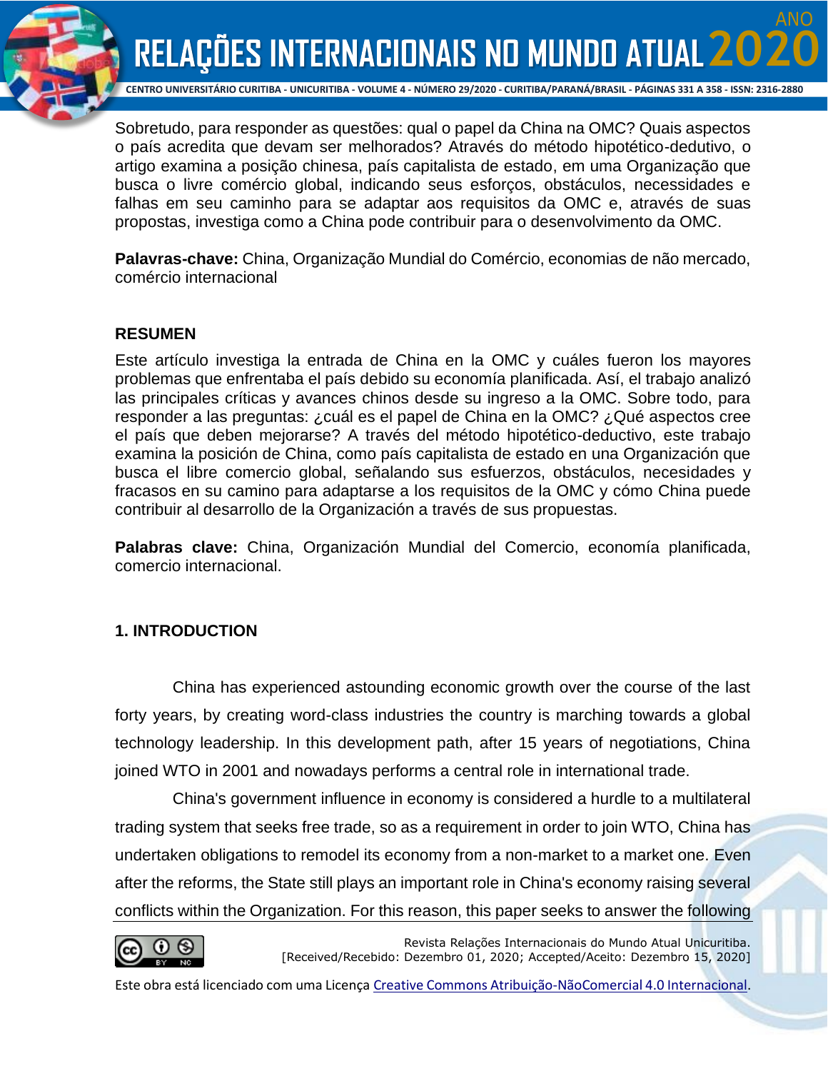Sobretudo, para responder as questões: qual o papel da China na OMC? Quais aspectos o país acredita que devam ser melhorados? Através do método hipotético-dedutivo, o artigo examina a posição chinesa, país capitalista de estado, em uma Organização que busca o livre comércio global, indicando seus esforços, obstáculos, necessidades e falhas em seu caminho para se adaptar aos requisitos da OMC e, através de suas propostas, investiga como a China pode contribuir para o desenvolvimento da OMC.

**Palavras-chave:** China, Organização Mundial do Comércio, economias de não mercado, comércio internacional

**RESUMEN**

Este artículo investiga la entrada de China en la OMC y cuáles fueron los mayores problemas que enfrentaba el país debido su economía planificada. Así, el trabajo analizó las principales críticas y avances chinos desde su ingreso a la OMC. Sobre todo, para responder a las preguntas: ¿cuál es el papel de China en la OMC? ¿Qué aspectos cree el país que deben mejorarse? A través del método hipotético-deductivo, este trabajo examina la posición de China, como país capitalista de estado en una Organización que busca el libre comercio global, señalando sus esfuerzos, obstáculos, necesidades y fracasos en su camino para adaptarse a los requisitos de la OMC y cómo China puede contribuir al desarrollo de la Organización a través de sus propuestas.

**Palabras clave:** China, Organización Mundial del Comercio, economía planificada, comercio internacional.

## 1. INTRODUCTION

China has experienced astounding economic growth over the course of the last forty years, by creating word-class industries the country is marching towards a global technology leadership. In this development path, after 15 years of negotiations, China joined WTO in 2001 and nowadays performs a central role in international trade.

China's government influence in economy is considered a hurdle to a multilateral trading system that seeks free trade, so as a requirement in order to join WTO, China has undertaken obligations to remodel its economy from a non-market to a market one. Even after the reforms, the State still plays an important role in China's economy raising several conflicts within the Organization. For this reason, this paper seeks to answer the following

Revista Relações Internacionais do Mundo Atual Unicuritiba.
[Received/Recebido: Dezembro 01, 2020; Accepted/Aceito: Dezembro 15, 2020]

Este obra está licenciado com uma Licença Creative Commons Atribuição-NãoComercial 4.0 Internacional.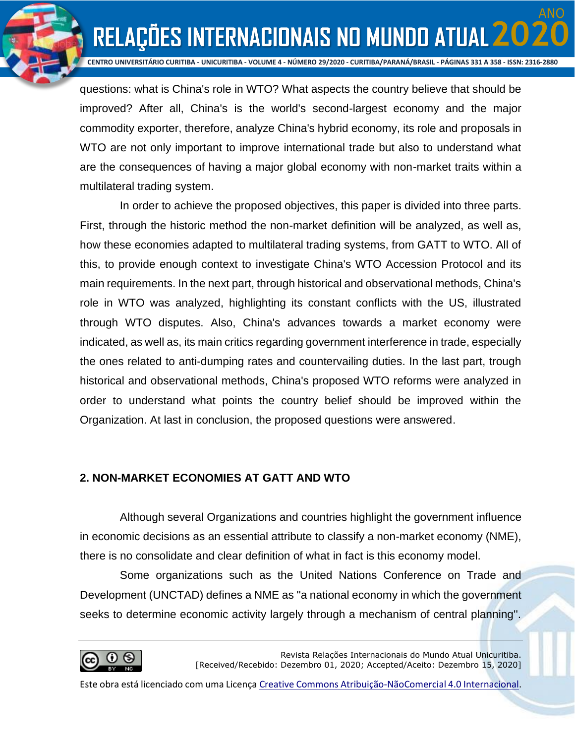questions: what is China's role in WTO? What aspects the country believe that should be improved? After all, China's is the world's second-largest economy and the major commodity exporter, therefore, analyze China's hybrid economy, its role and proposals in WTO are not only important to improve international trade but also to understand what are the consequences of having a major global economy with non-market traits within a multilateral trading system.

In order to achieve the proposed objectives, this paper is divided into three parts. First, through the historic method the non-market definition will be analyzed, as well as, how these economies adapted to multilateral trading systems, from GATT to WTO. All of this, to provide enough context to investigate China's WTO Accession Protocol and its main requirements. In the next part, through historical and observational methods, China's role in WTO was analyzed, highlighting its constant conflicts with the US, illustrated through WTO disputes. Also, China's advances towards a market economy were indicated, as well as, its main critics regarding government interference in trade, especially the ones related to anti-dumping rates and countervailing duties. In the last part, trough historical and observational methods, China's proposed WTO reforms were analyzed in order to understand what points the country belief should be improved within the Organization. At last in conclusion, the proposed questions were answered.

## 2. NON-MARKET ECONOMIES AT GATT AND WTO

Although several Organizations and countries highlight the government influence in economic decisions as an essential attribute to classify a non-market economy (NME), there is no consolidate and clear definition of what in fact is this economy model.

Some organizations such as the United Nations Conference on Trade and Development (UNCTAD) defines a NME as "a national economy in which the government seeks to determine economic activity largely through a mechanism of central planning".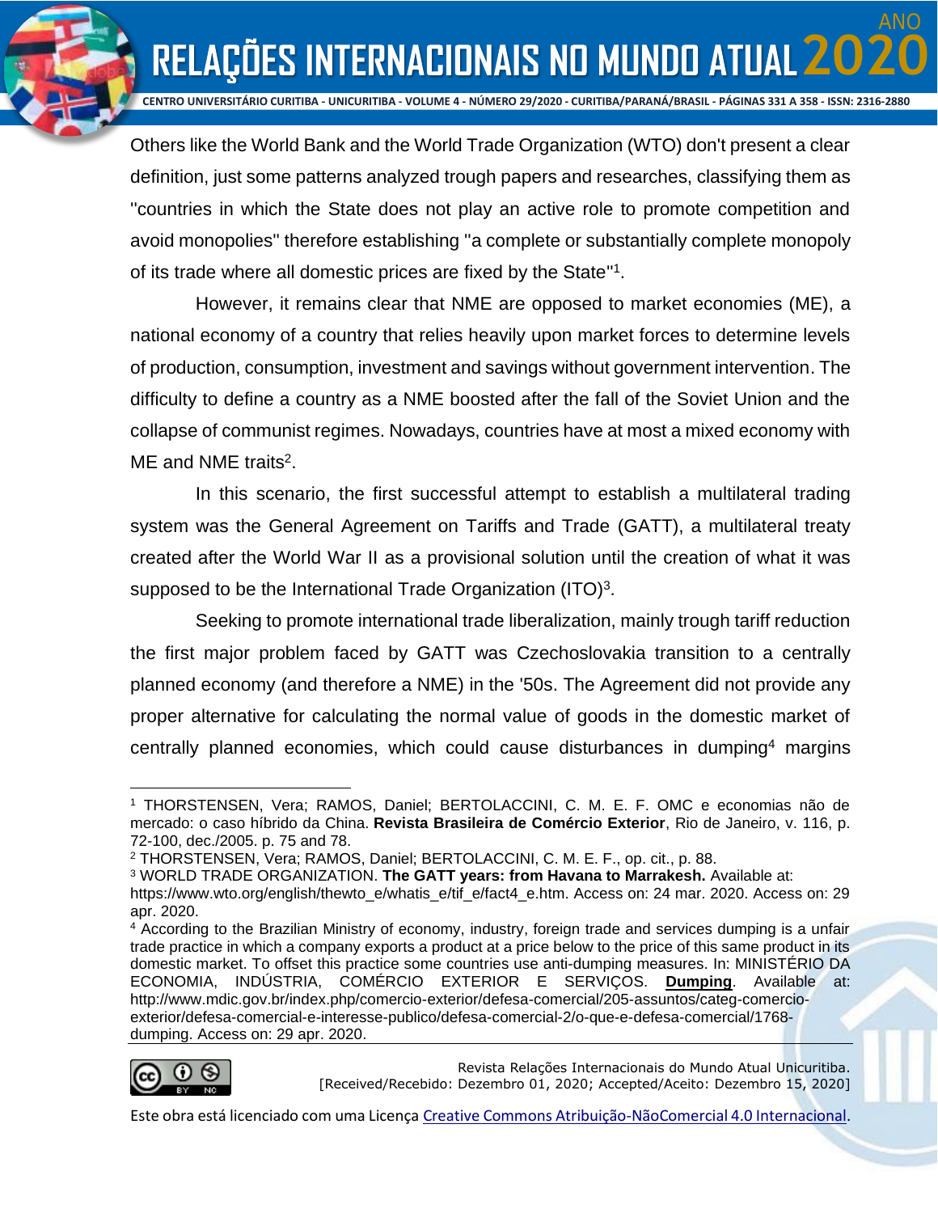Others like the World Bank and the World Trade Organization (WTO) don't present a clear definition, just some patterns analyzed trough papers and researches, classifying them as "countries in which the State does not play an active role to promote competition and avoid monopolies" therefore establishing "a complete or substantially complete monopoly of its trade where all domestic prices are fixed by the State"[1].

However, it remains clear that NME are opposed to market economies (ME), a national economy of a country that relies heavily upon market forces to determine levels of production, consumption, investment and savings without government intervention. The difficulty to define a country as a NME boosted after the fall of the Soviet Union and the collapse of communist regimes. Nowadays, countries have at most a mixed economy with ME and NME traits[2].

In this scenario, the first successful attempt to establish a multilateral trading system was the General Agreement on Tariffs and Trade (GATT), a multilateral treaty created after the World War II as a provisional solution until the creation of what it was supposed to be the International Trade Organization (ITO)[3].

Seeking to promote international trade liberalization, mainly trough tariff reduction the first major problem faced by GATT was Czechoslovakia transition to a centrally planned economy (and therefore a NME) in the '50s. The Agreement did not provide any proper alternative for calculating the normal value of goods in the domestic market of centrally planned economies, which could cause disturbances in dumping[4] margins

---

[1] THORSTENSEN, Vera; RAMOS, Daniel; BERTOLACCINI, C. M. E. F. OMC e economias não de mercado: o caso híbrido da China. **Revista Brasileira de Comércio Exterior**, Rio de Janeiro, v. 116, p. 72-100, dec./2005. p. 75 and 78.

[2] THORSTENSEN, Vera; RAMOS, Daniel; BERTOLACCINI, C. M. E. F., op. cit., p. 88.

[3] WORLD TRADE ORGANIZATION. **The GATT years: from Havana to Marrakesh.** Available at: https://www.wto.org/english/thewto_e/whatis_e/tif_e/fact4_e.htm. Access on: 24 mar. 2020. Access on: 29 apr. 2020.

[4] According to the Brazilian Ministry of economy, industry, foreign trade and services dumping is a unfair trade practice in which a company exports a product at a price below to the price of this same product in its domestic market. To offset this practice some countries use anti-dumping measures. In: MINISTÉRIO DA ECONOMIA, INDÚSTRIA, COMÉRCIO EXTERIOR E SERVIÇOS. **Dumping**. Available at: http://www.mdic.gov.br/index.php/comercio-exterior/defesa-comercial/205-assuntos/categ-comercio-exterior/defesa-comercial-e-interesse-publico/defesa-comercial-2/o-que-e-defesa-comercial/1768-dumping. Access on: 29 apr. 2020.

Revista Relações Internacionais do Mundo Atual Unicuritiba.
[Received/Recebido: Dezembro 01, 2020; Accepted/Aceito: Dezembro 15, 2020]

Este obra está licenciado com uma Licença Creative Commons Atribuição-NãoComercial 4.0 Internacional.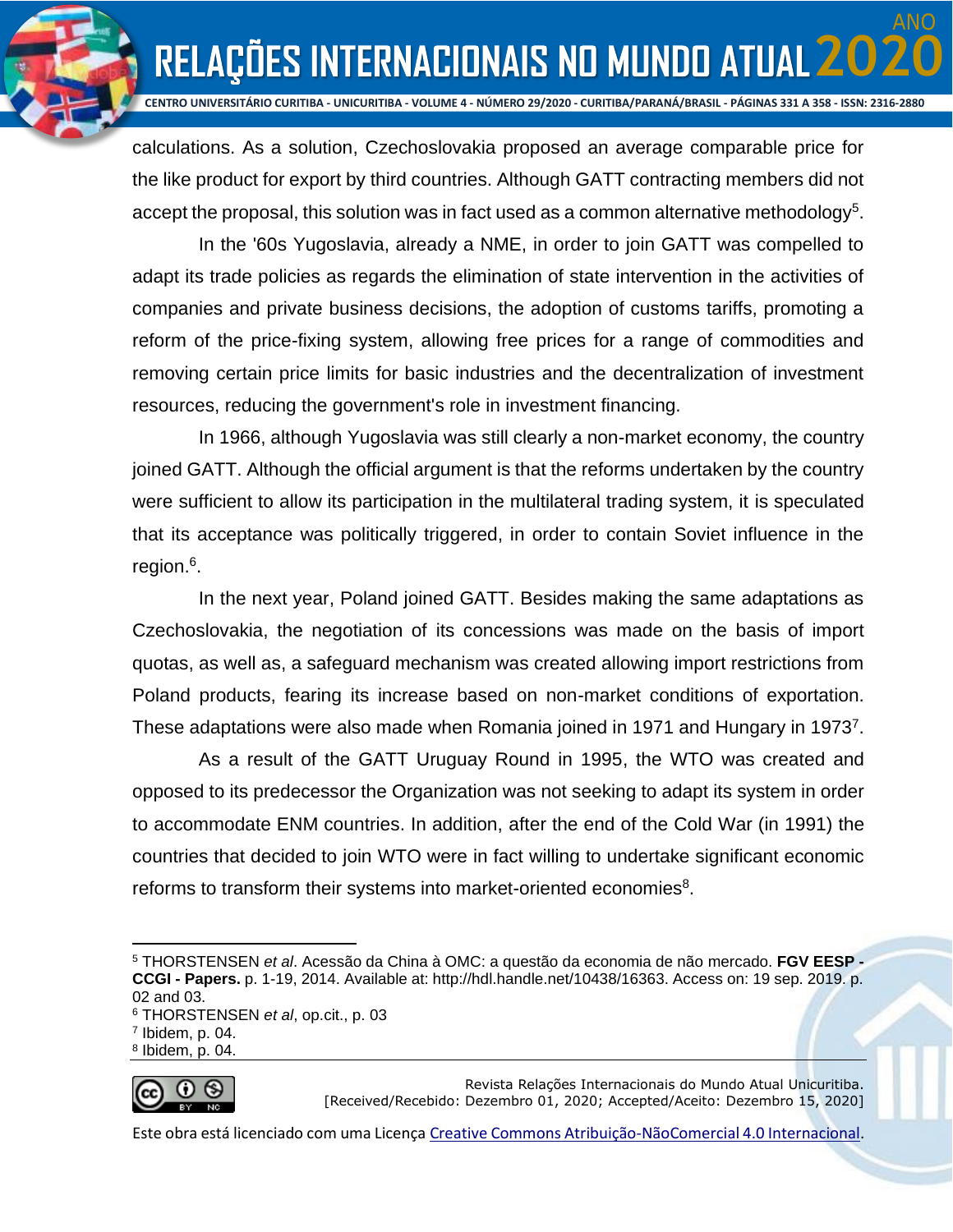calculations. As a solution, Czechoslovakia proposed an average comparable price for the like product for export by third countries. Although GATT contracting members did not accept the proposal, this solution was in fact used as a common alternative methodology[5].

In the '60s Yugoslavia, already a NME, in order to join GATT was compelled to adapt its trade policies as regards the elimination of state intervention in the activities of companies and private business decisions, the adoption of customs tariffs, promoting a reform of the price-fixing system, allowing free prices for a range of commodities and removing certain price limits for basic industries and the decentralization of investment resources, reducing the government's role in investment financing.

In 1966, although Yugoslavia was still clearly a non-market economy, the country joined GATT. Although the official argument is that the reforms undertaken by the country were sufficient to allow its participation in the multilateral trading system, it is speculated that its acceptance was politically triggered, in order to contain Soviet influence in the region.[6].

In the next year, Poland joined GATT. Besides making the same adaptations as Czechoslovakia, the negotiation of its concessions was made on the basis of import quotas, as well as, a safeguard mechanism was created allowing import restrictions from Poland products, fearing its increase based on non-market conditions of exportation. These adaptations were also made when Romania joined in 1971 and Hungary in 1973[7].

As a result of the GATT Uruguay Round in 1995, the WTO was created and opposed to its predecessor the Organization was not seeking to adapt its system in order to accommodate ENM countries. In addition, after the end of the Cold War (in 1991) the countries that decided to join WTO were in fact willing to undertake significant economic reforms to transform their systems into market-oriented economies[8].

---

[5] THORSTENSEN *et al*. Acessão da China à OMC: a questão da economia de não mercado. **FGV EESP - CCGI - Papers.** p. 1-19, 2014. Available at: http://hdl.handle.net/10438/16363. Access on: 19 sep. 2019. p. 02 and 03.
[6] THORSTENSEN *et al*, op.cit., p. 03
[7] Ibidem, p. 04.
[8] Ibidem, p. 04.

Revista Relações Internacionais do Mundo Atual Unicuritiba.
[Received/Recebido: Dezembro 01, 2020; Accepted/Aceito: Dezembro 15, 2020]

Este obra está licenciado com uma Licença Creative Commons Atribuição-NãoComercial 4.0 Internacional.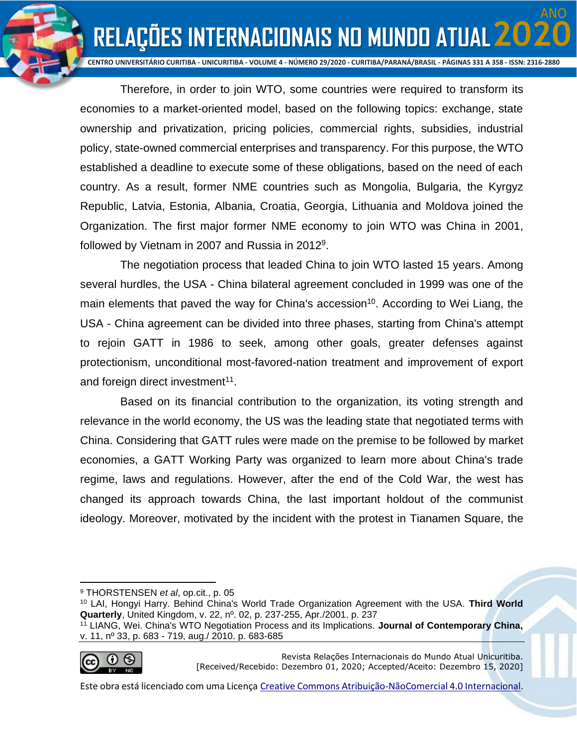Therefore, in order to join WTO, some countries were required to transform its economies to a market-oriented model, based on the following topics: exchange, state ownership and privatization, pricing policies, commercial rights, subsidies, industrial policy, state-owned commercial enterprises and transparency. For this purpose, the WTO established a deadline to execute some of these obligations, based on the need of each country. As a result, former NME countries such as Mongolia, Bulgaria, the Kyrgyz Republic, Latvia, Estonia, Albania, Croatia, Georgia, Lithuania and Moldova joined the Organization. The first major former NME economy to join WTO was China in 2001, followed by Vietnam in 2007 and Russia in 2012[9].

The negotiation process that leaded China to join WTO lasted 15 years. Among several hurdles, the USA - China bilateral agreement concluded in 1999 was one of the main elements that paved the way for China's accession[10]. According to Wei Liang, the USA - China agreement can be divided into three phases, starting from China's attempt to rejoin GATT in 1986 to seek, among other goals, greater defenses against protectionism, unconditional most-favored-nation treatment and improvement of export and foreign direct investment[11].

Based on its financial contribution to the organization, its voting strength and relevance in the world economy, the US was the leading state that negotiated terms with China. Considering that GATT rules were made on the premise to be followed by market economies, a GATT Working Party was organized to learn more about China's trade regime, laws and regulations. However, after the end of the Cold War, the west has changed its approach towards China, the last important holdout of the communist ideology. Moreover, motivated by the incident with the protest in Tianamen Square, the

---

[9] THORSTENSEN *et al*, op.cit., p. 05

[10] LAI, Hongyi Harry. Behind China's World Trade Organization Agreement with the USA. **Third World Quarterly**, United Kingdom, v. 22, nº. 02, p. 237-255, Apr./2001. p. 237

[11] LIANG, Wei. China's WTO Negotiation Process and its Implications. **Journal of Contemporary China,** v. 11, nº 33, p. 683 - 719, aug./ 2010. p. 683-685

Revista Relações Internacionais do Mundo Atual Unicuritiba.
[Received/Recebido: Dezembro 01, 2020; Accepted/Aceito: Dezembro 15, 2020]

Este obra está licenciado com uma Licença Creative Commons Atribuição-NãoComercial 4.0 Internacional.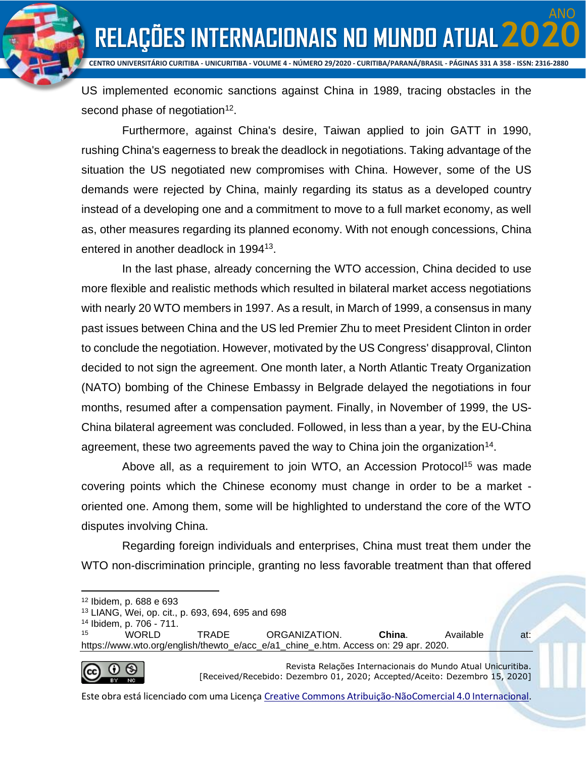US implemented economic sanctions against China in 1989, tracing obstacles in the second phase of negotiation[12].

Furthermore, against China's desire, Taiwan applied to join GATT in 1990, rushing China's eagerness to break the deadlock in negotiations. Taking advantage of the situation the US negotiated new compromises with China. However, some of the US demands were rejected by China, mainly regarding its status as a developed country instead of a developing one and a commitment to move to a full market economy, as well as, other measures regarding its planned economy. With not enough concessions, China entered in another deadlock in 1994[13].

In the last phase, already concerning the WTO accession, China decided to use more flexible and realistic methods which resulted in bilateral market access negotiations with nearly 20 WTO members in 1997. As a result, in March of 1999, a consensus in many past issues between China and the US led Premier Zhu to meet President Clinton in order to conclude the negotiation. However, motivated by the US Congress' disapproval, Clinton decided to not sign the agreement. One month later, a North Atlantic Treaty Organization (NATO) bombing of the Chinese Embassy in Belgrade delayed the negotiations in four months, resumed after a compensation payment. Finally, in November of 1999, the US-China bilateral agreement was concluded. Followed, in less than a year, by the EU-China agreement, these two agreements paved the way to China join the organization[14].

Above all, as a requirement to join WTO, an Accession Protocol[15] was made covering points which the Chinese economy must change in order to be a market - oriented one. Among them, some will be highlighted to understand the core of the WTO disputes involving China.

Regarding foreign individuals and enterprises, China must treat them under the WTO non-discrimination principle, granting no less favorable treatment than that offered

---

[12] Ibidem, p. 688 e 693

[13] LIANG, Wei, op. cit., p. 693, 694, 695 and 698

[14] Ibidem, p. 706 - 711.

[15] WORLD TRADE ORGANIZATION. **China**. Available at: https://www.wto.org/english/thewto_e/acc_e/a1_chine_e.htm. Access on: 29 apr. 2020.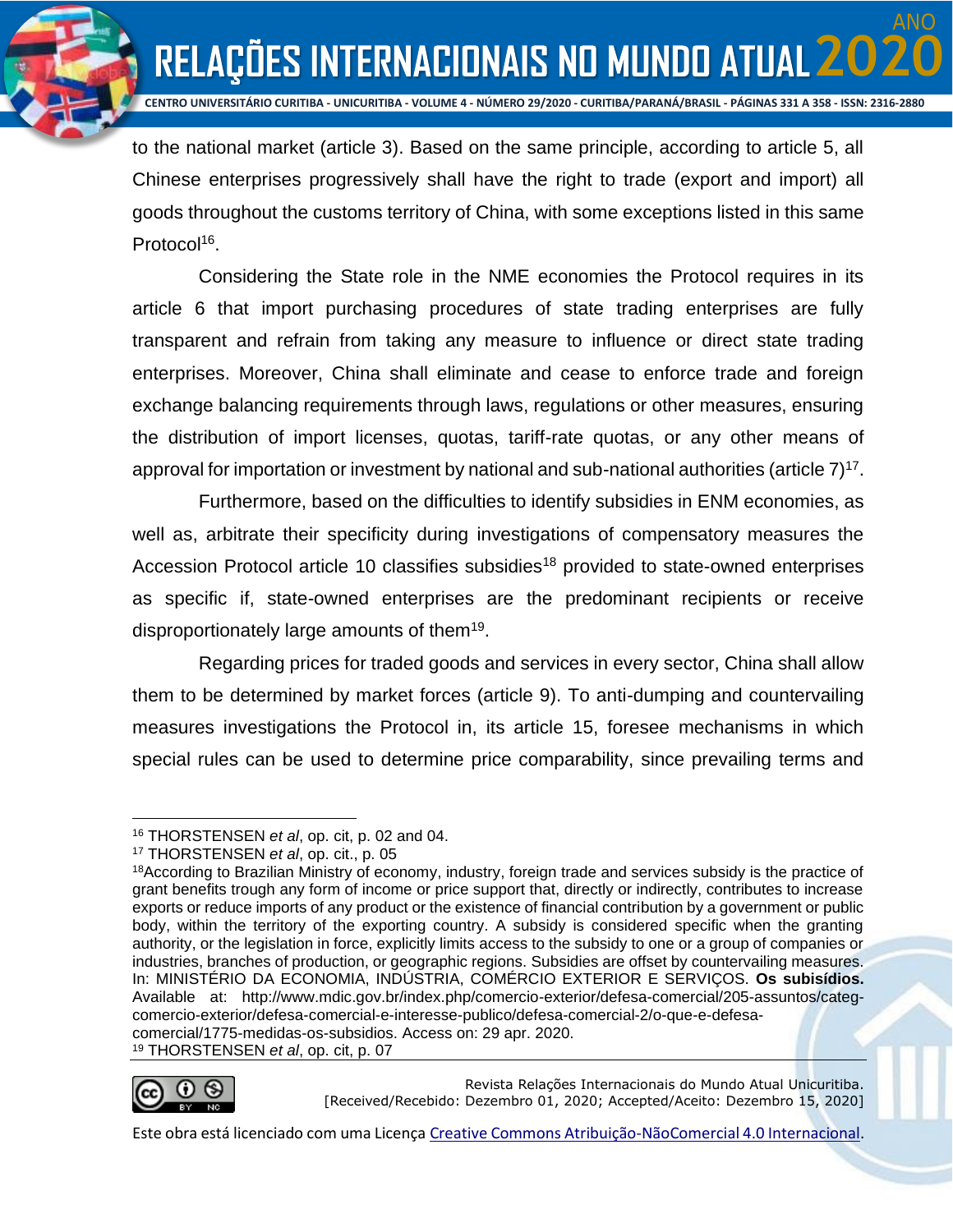to the national market (article 3). Based on the same principle, according to article 5, all Chinese enterprises progressively shall have the right to trade (export and import) all goods throughout the customs territory of China, with some exceptions listed in this same Protocol[16].

Considering the State role in the NME economies the Protocol requires in its article 6 that import purchasing procedures of state trading enterprises are fully transparent and refrain from taking any measure to influence or direct state trading enterprises. Moreover, China shall eliminate and cease to enforce trade and foreign exchange balancing requirements through laws, regulations or other measures, ensuring the distribution of import licenses, quotas, tariff-rate quotas, or any other means of approval for importation or investment by national and sub-national authorities (article 7)[17].

Furthermore, based on the difficulties to identify subsidies in ENM economies, as well as, arbitrate their specificity during investigations of compensatory measures the Accession Protocol article 10 classifies subsidies[18] provided to state-owned enterprises as specific if, state-owned enterprises are the predominant recipients or receive disproportionately large amounts of them[19].

Regarding prices for traded goods and services in every sector, China shall allow them to be determined by market forces (article 9). To anti-dumping and countervailing measures investigations the Protocol in, its article 15, foresee mechanisms in which special rules can be used to determine price comparability, since prevailing terms and

---

[16] THORSTENSEN *et al*, op. cit, p. 02 and 04.

[17] THORSTENSEN *et al*, op. cit., p. 05

[18]According to Brazilian Ministry of economy, industry, foreign trade and services subsidy is the practice of grant benefits trough any form of income or price support that, directly or indirectly, contributes to increase exports or reduce imports of any product or the existence of financial contribution by a government or public body, within the territory of the exporting country. A subsidy is considered specific when the granting authority, or the legislation in force, explicitly limits access to the subsidy to one or a group of companies or industries, branches of production, or geographic regions. Subsidies are offset by countervailing measures. In: MINISTÉRIO DA ECONOMIA, INDÚSTRIA, COMÉRCIO EXTERIOR E SERVIÇOS. **Os subisídios.** Available at: http://www.mdic.gov.br/index.php/comercio-exterior/defesa-comercial/205-assuntos/categ-comercio-exterior/defesa-comercial-e-interesse-publico/defesa-comercial-2/o-que-e-defesa-comercial/1775-medidas-os-subsidios. Access on: 29 apr. 2020.

[19] THORSTENSEN *et al*, op. cit, p. 07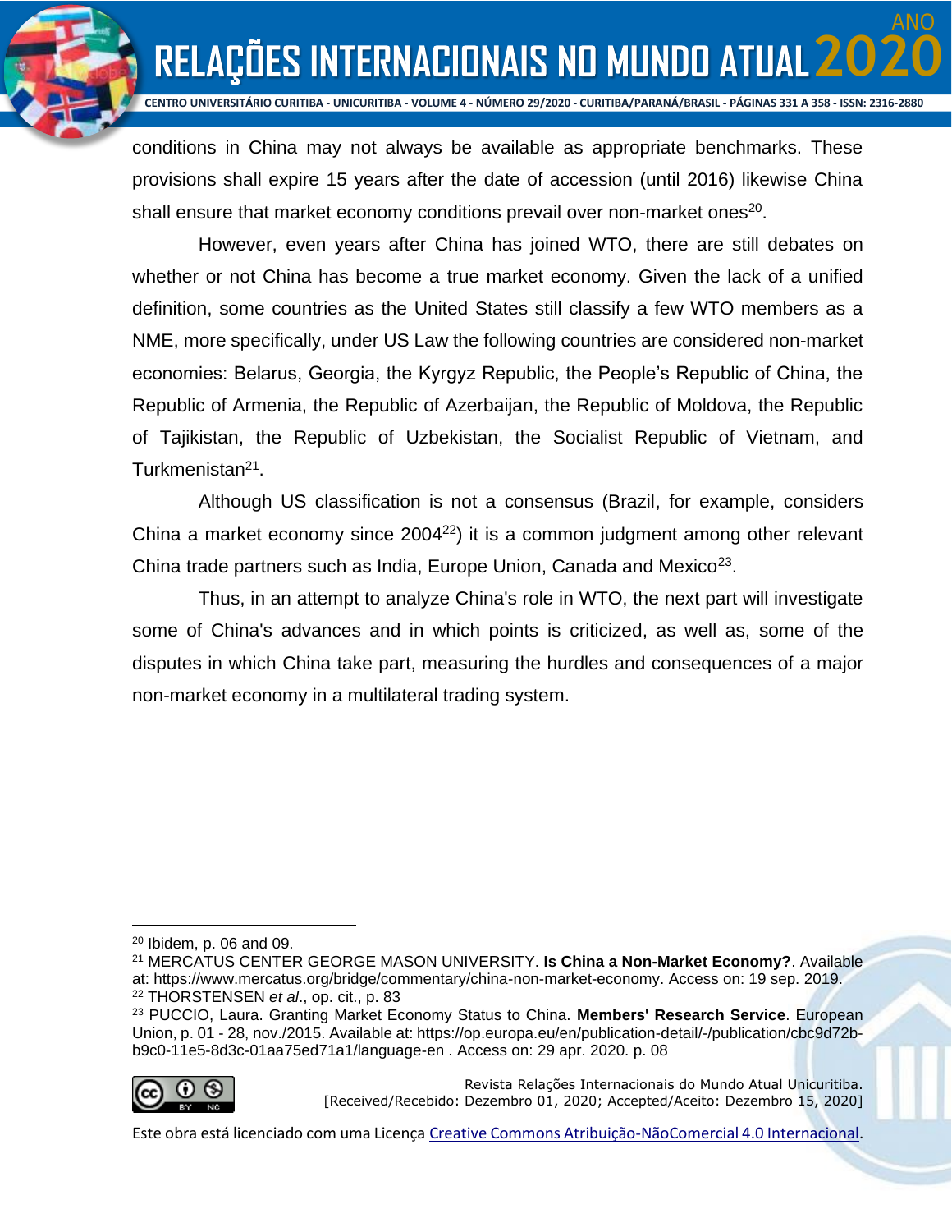conditions in China may not always be available as appropriate benchmarks. These provisions shall expire 15 years after the date of accession (until 2016) likewise China shall ensure that market economy conditions prevail over non-market ones[20].

However, even years after China has joined WTO, there are still debates on whether or not China has become a true market economy. Given the lack of a unified definition, some countries as the United States still classify a few WTO members as a NME, more specifically, under US Law the following countries are considered non-market economies: Belarus, Georgia, the Kyrgyz Republic, the People's Republic of China, the Republic of Armenia, the Republic of Azerbaijan, the Republic of Moldova, the Republic of Tajikistan, the Republic of Uzbekistan, the Socialist Republic of Vietnam, and Turkmenistan[21].

Although US classification is not a consensus (Brazil, for example, considers China a market economy since 2004[22]) it is a common judgment among other relevant China trade partners such as India, Europe Union, Canada and Mexico[23].

Thus, in an attempt to analyze China's role in WTO, the next part will investigate some of China's advances and in which points is criticized, as well as, some of the disputes in which China take part, measuring the hurdles and consequences of a major non-market economy in a multilateral trading system.

---

[20] Ibidem, p. 06 and 09.

[21] MERCATUS CENTER GEORGE MASON UNIVERSITY. **Is China a Non-Market Economy?**. Available at: https://www.mercatus.org/bridge/commentary/china-non-market-economy. Access on: 19 sep. 2019.

[22] THORSTENSEN *et al*., op. cit., p. 83

[23] PUCCIO, Laura. Granting Market Economy Status to China. **Members' Research Service**. European Union, p. 01 - 28, nov./2015. Available at: https://op.europa.eu/en/publication-detail/-/publication/cbc9d72b-b9c0-11e5-8d3c-01aa75ed71a1/language-en . Access on: 29 apr. 2020. p. 08

Revista Relações Internacionais do Mundo Atual Unicuritiba.
[Received/Recebido: Dezembro 01, 2020; Accepted/Aceito: Dezembro 15, 2020]

Este obra está licenciado com uma Licença Creative Commons Atribuição-NãoComercial 4.0 Internacional.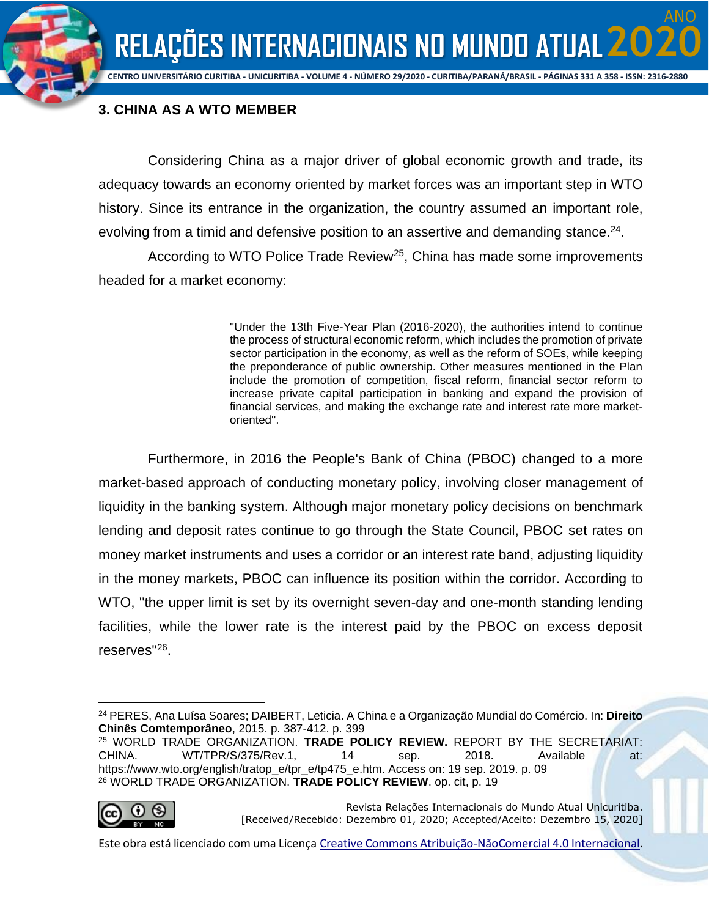## 3. CHINA AS A WTO MEMBER

Considering China as a major driver of global economic growth and trade, its adequacy towards an economy oriented by market forces was an important step in WTO history. Since its entrance in the organization, the country assumed an important role, evolving from a timid and defensive position to an assertive and demanding stance.[24].

According to WTO Police Trade Review[25], China has made some improvements headed for a market economy:

> "Under the 13th Five-Year Plan (2016-2020), the authorities intend to continue the process of structural economic reform, which includes the promotion of private sector participation in the economy, as well as the reform of SOEs, while keeping the preponderance of public ownership. Other measures mentioned in the Plan include the promotion of competition, fiscal reform, financial sector reform to increase private capital participation in banking and expand the provision of financial services, and making the exchange rate and interest rate more market-oriented".

Furthermore, in 2016 the People's Bank of China (PBOC) changed to a more market-based approach of conducting monetary policy, involving closer management of liquidity in the banking system. Although major monetary policy decisions on benchmark lending and deposit rates continue to go through the State Council, PBOC set rates on money market instruments and uses a corridor or an interest rate band, adjusting liquidity in the money markets, PBOC can influence its position within the corridor. According to WTO, "the upper limit is set by its overnight seven-day and one-month standing lending facilities, while the lower rate is the interest paid by the PBOC on excess deposit reserves"[26].

---

[24] PERES, Ana Luísa Soares; DAIBERT, Leticia. A China e a Organização Mundial do Comércio. In: **Direito Chinês Comtemporâneo**, 2015. p. 387-412. p. 399

[25] WORLD TRADE ORGANIZATION. **TRADE POLICY REVIEW.** REPORT BY THE SECRETARIAT: CHINA. WT/TPR/S/375/Rev.1, 14 sep. 2018. Available at: https://www.wto.org/english/tratop_e/tpr_e/tp475_e.htm. Access on: 19 sep. 2019. p. 09

[26] WORLD TRADE ORGANIZATION. **TRADE POLICY REVIEW**. op. cit, p. 19

Revista Relações Internacionais do Mundo Atual Unicuritiba.
[Received/Recebido: Dezembro 01, 2020; Accepted/Aceito: Dezembro 15, 2020]

Este obra está licenciado com uma Licença Creative Commons Atribuição-NãoComercial 4.0 Internacional.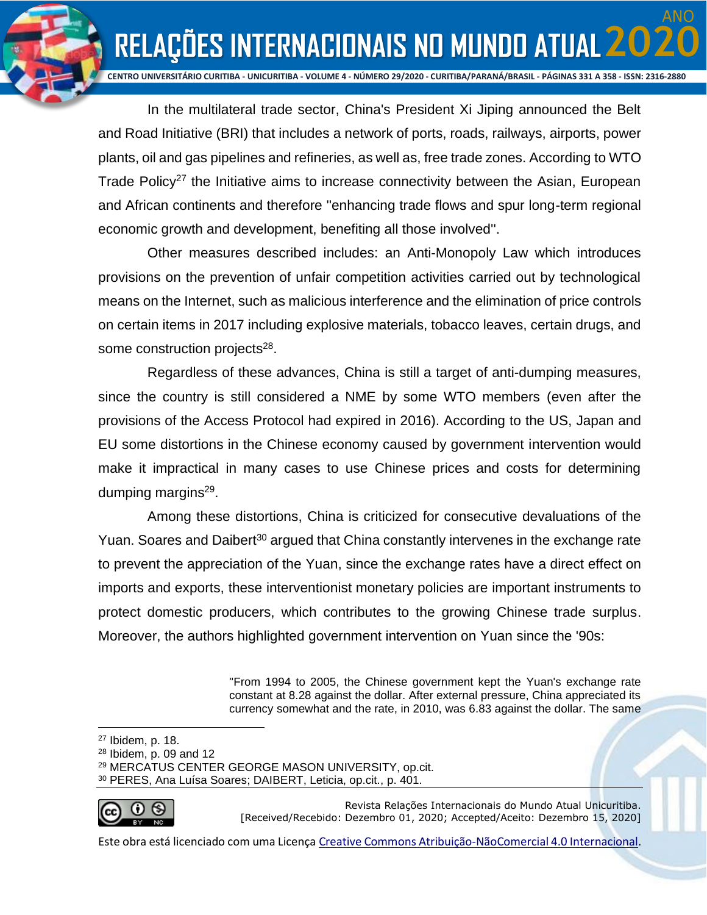In the multilateral trade sector, China's President Xi Jiping announced the Belt and Road Initiative (BRI) that includes a network of ports, roads, railways, airports, power plants, oil and gas pipelines and refineries, as well as, free trade zones. According to WTO Trade Policy[27] the Initiative aims to increase connectivity between the Asian, European and African continents and therefore "enhancing trade flows and spur long-term regional economic growth and development, benefiting all those involved".

Other measures described includes: an Anti-Monopoly Law which introduces provisions on the prevention of unfair competition activities carried out by technological means on the Internet, such as malicious interference and the elimination of price controls on certain items in 2017 including explosive materials, tobacco leaves, certain drugs, and some construction projects[28].

Regardless of these advances, China is still a target of anti-dumping measures, since the country is still considered a NME by some WTO members (even after the provisions of the Access Protocol had expired in 2016). According to the US, Japan and EU some distortions in the Chinese economy caused by government intervention would make it impractical in many cases to use Chinese prices and costs for determining dumping margins[29].

Among these distortions, China is criticized for consecutive devaluations of the Yuan. Soares and Daibert[30] argued that China constantly intervenes in the exchange rate to prevent the appreciation of the Yuan, since the exchange rates have a direct effect on imports and exports, these interventionist monetary policies are important instruments to protect domestic producers, which contributes to the growing Chinese trade surplus. Moreover, the authors highlighted government intervention on Yuan since the '90s:

> "From 1994 to 2005, the Chinese government kept the Yuan's exchange rate constant at 8.28 against the dollar. After external pressure, China appreciated its currency somewhat and the rate, in 2010, was 6.83 against the dollar. The same

---

[27] Ibidem, p. 18.
[28] Ibidem, p. 09 and 12
[29] MERCATUS CENTER GEORGE MASON UNIVERSITY, op.cit.
[30] PERES, Ana Luísa Soares; DAIBERT, Leticia, op.cit., p. 401.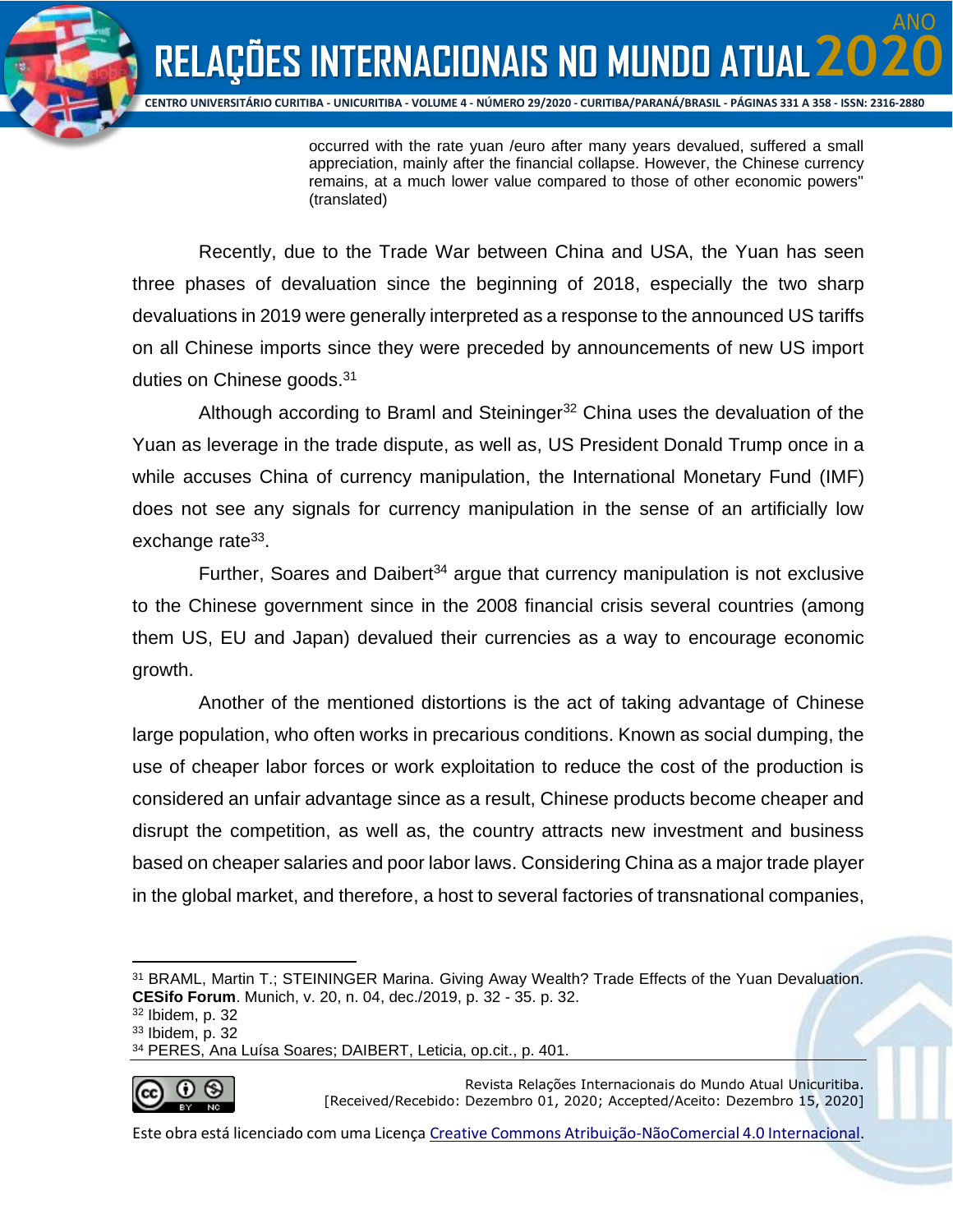> occurred with the rate yuan /euro after many years devalued, suffered a small appreciation, mainly after the financial collapse. However, the Chinese currency remains, at a much lower value compared to those of other economic powers" (translated)

Recently, due to the Trade War between China and USA, the Yuan has seen three phases of devaluation since the beginning of 2018, especially the two sharp devaluations in 2019 were generally interpreted as a response to the announced US tariffs on all Chinese imports since they were preceded by announcements of new US import duties on Chinese goods.[31]

Although according to Braml and Steininger[32] China uses the devaluation of the Yuan as leverage in the trade dispute, as well as, US President Donald Trump once in a while accuses China of currency manipulation, the International Monetary Fund (IMF) does not see any signals for currency manipulation in the sense of an artificially low exchange rate[33].

Further, Soares and Daibert[34] argue that currency manipulation is not exclusive to the Chinese government since in the 2008 financial crisis several countries (among them US, EU and Japan) devalued their currencies as a way to encourage economic growth.

Another of the mentioned distortions is the act of taking advantage of Chinese large population, who often works in precarious conditions. Known as social dumping, the use of cheaper labor forces or work exploitation to reduce the cost of the production is considered an unfair advantage since as a result, Chinese products become cheaper and disrupt the competition, as well as, the country attracts new investment and business based on cheaper salaries and poor labor laws. Considering China as a major trade player in the global market, and therefore, a host to several factories of transnational companies,

---

[31] BRAML, Martin T.; STEININGER Marina. Giving Away Wealth? Trade Effects of the Yuan Devaluation. **CESifo Forum**. Munich, v. 20, n. 04, dec./2019, p. 32 - 35. p. 32.

[32] Ibidem, p. 32

[33] Ibidem, p. 32

[34] PERES, Ana Luísa Soares; DAIBERT, Leticia, op.cit., p. 401.

Revista Relações Internacionais do Mundo Atual Unicuritiba.
[Received/Recebido: Dezembro 01, 2020; Accepted/Aceito: Dezembro 15, 2020]

Este obra está licenciado com uma Licença Creative Commons Atribuição-NãoComercial 4.0 Internacional.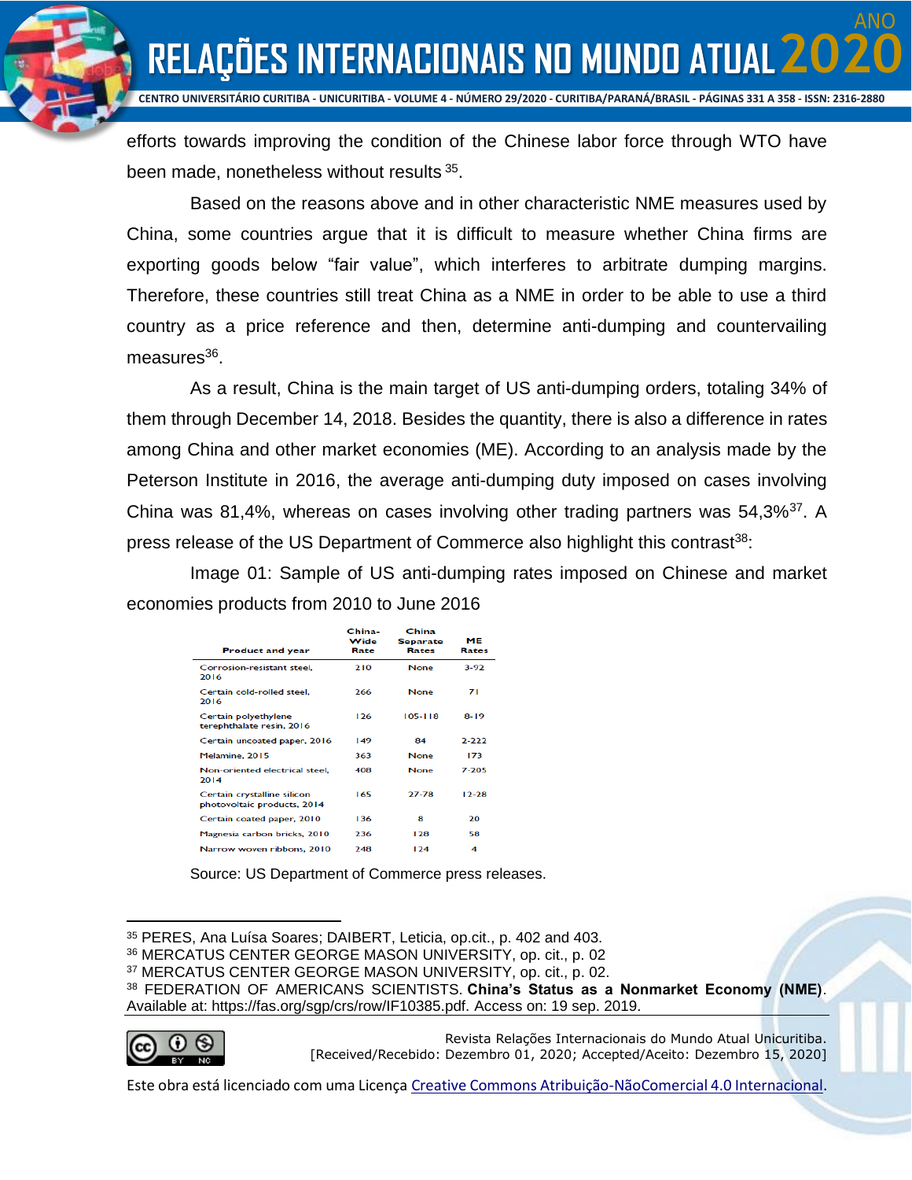efforts towards improving the condition of the Chinese labor force through WTO have been made, nonetheless without results [35].

Based on the reasons above and in other characteristic NME measures used by China, some countries argue that it is difficult to measure whether China firms are exporting goods below "fair value", which interferes to arbitrate dumping margins. Therefore, these countries still treat China as a NME in order to be able to use a third country as a price reference and then, determine anti-dumping and countervailing measures[36].

As a result, China is the main target of US anti-dumping orders, totaling 34% of them through December 14, 2018. Besides the quantity, there is also a difference in rates among China and other market economies (ME). According to an analysis made by the Peterson Institute in 2016, the average anti-dumping duty imposed on cases involving China was 81,4%, whereas on cases involving other trading partners was 54,3%[37]. A press release of the US Department of Commerce also highlight this contrast[38]:

Image 01: Sample of US anti-dumping rates imposed on Chinese and market economies products from 2010 to June 2016

| Product and year | China-Wide Rate | China Separate Rates | ME Rates |
|---|---|---|---|
| Corrosion-resistant steel, 2016 | 210 | None | 3-92 |
| Certain cold-rolled steel, 2016 | 266 | None | 71 |
| Certain polyethylene terephthalate resin, 2016 | 126 | 105-118 | 8-19 |
| Certain uncoated paper, 2016 | 149 | 84 | 2-222 |
| Melamine, 2015 | 363 | None | 173 |
| Non-oriented electrical steel, 2014 | 408 | None | 7-205 |
| Certain crystalline silicon photovoltaic products, 2014 | 165 | 27-78 | 12-28 |
| Certain coated paper, 2010 | 136 | 8 | 20 |
| Magnesia carbon bricks, 2010 | 236 | 128 | 58 |
| Narrow woven ribbons, 2010 | 248 | 124 | 4 |

Source: US Department of Commerce press releases.

---

[35] PERES, Ana Luísa Soares; DAIBERT, Leticia, op.cit., p. 402 and 403.

[36] MERCATUS CENTER GEORGE MASON UNIVERSITY, op. cit., p. 02

[37] MERCATUS CENTER GEORGE MASON UNIVERSITY, op. cit., p. 02.

[38] FEDERATION OF AMERICANS SCIENTISTS. **China's Status as a Nonmarket Economy (NME)**. Available at: https://fas.org/sgp/crs/row/IF10385.pdf. Access on: 19 sep. 2019.

Revista Relações Internacionais do Mundo Atual Unicuritiba.
[Received/Recebido: Dezembro 01, 2020; Accepted/Aceito: Dezembro 15, 2020]

Este obra está licenciado com uma Licença Creative Commons Atribuição-NãoComercial 4.0 Internacional.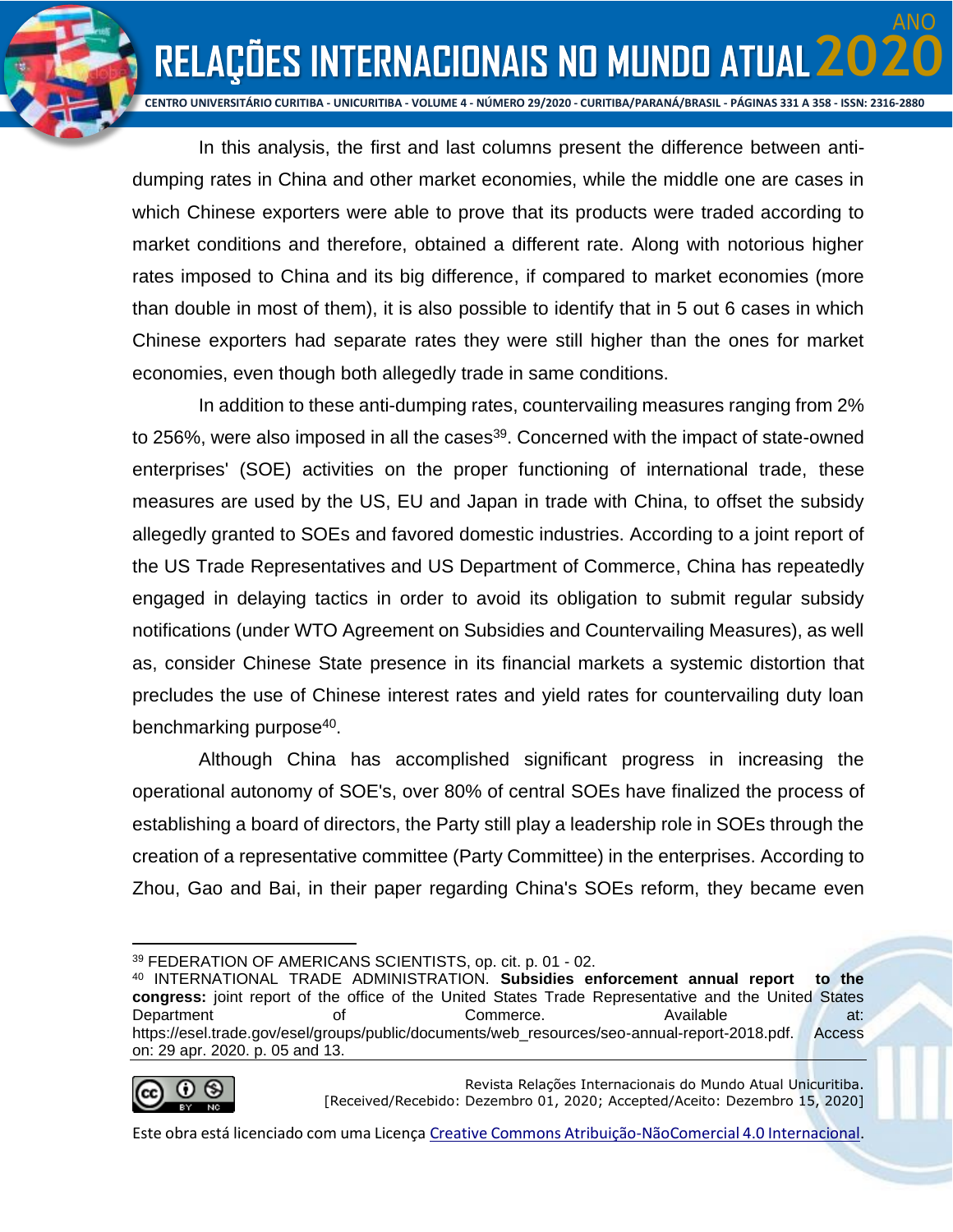In this analysis, the first and last columns present the difference between anti-dumping rates in China and other market economies, while the middle one are cases in which Chinese exporters were able to prove that its products were traded according to market conditions and therefore, obtained a different rate. Along with notorious higher rates imposed to China and its big difference, if compared to market economies (more than double in most of them), it is also possible to identify that in 5 out 6 cases in which Chinese exporters had separate rates they were still higher than the ones for market economies, even though both allegedly trade in same conditions.

In addition to these anti-dumping rates, countervailing measures ranging from 2% to 256%, were also imposed in all the cases[39]. Concerned with the impact of state-owned enterprises' (SOE) activities on the proper functioning of international trade, these measures are used by the US, EU and Japan in trade with China, to offset the subsidy allegedly granted to SOEs and favored domestic industries. According to a joint report of the US Trade Representatives and US Department of Commerce, China has repeatedly engaged in delaying tactics in order to avoid its obligation to submit regular subsidy notifications (under WTO Agreement on Subsidies and Countervailing Measures), as well as, consider Chinese State presence in its financial markets a systemic distortion that precludes the use of Chinese interest rates and yield rates for countervailing duty loan benchmarking purpose[40].

Although China has accomplished significant progress in increasing the operational autonomy of SOE's, over 80% of central SOEs have finalized the process of establishing a board of directors, the Party still play a leadership role in SOEs through the creation of a representative committee (Party Committee) in the enterprises. According to Zhou, Gao and Bai, in their paper regarding China's SOEs reform, they became even

---

[39] FEDERATION OF AMERICANS SCIENTISTS, op. cit. p. 01 - 02.

[40] INTERNATIONAL TRADE ADMINISTRATION. **Subsidies enforcement annual report to the congress:** joint report of the office of the United States Trade Representative and the United States Department of Commerce. Available at: https://esel.trade.gov/esel/groups/public/documents/web_resources/seo-annual-report-2018.pdf. Access on: 29 apr. 2020. p. 05 and 13.

Revista Relações Internacionais do Mundo Atual Unicuritiba.
[Received/Recebido: Dezembro 01, 2020; Accepted/Aceito: Dezembro 15, 2020]

Este obra está licenciado com uma Licença Creative Commons Atribuição-NãoComercial 4.0 Internacional.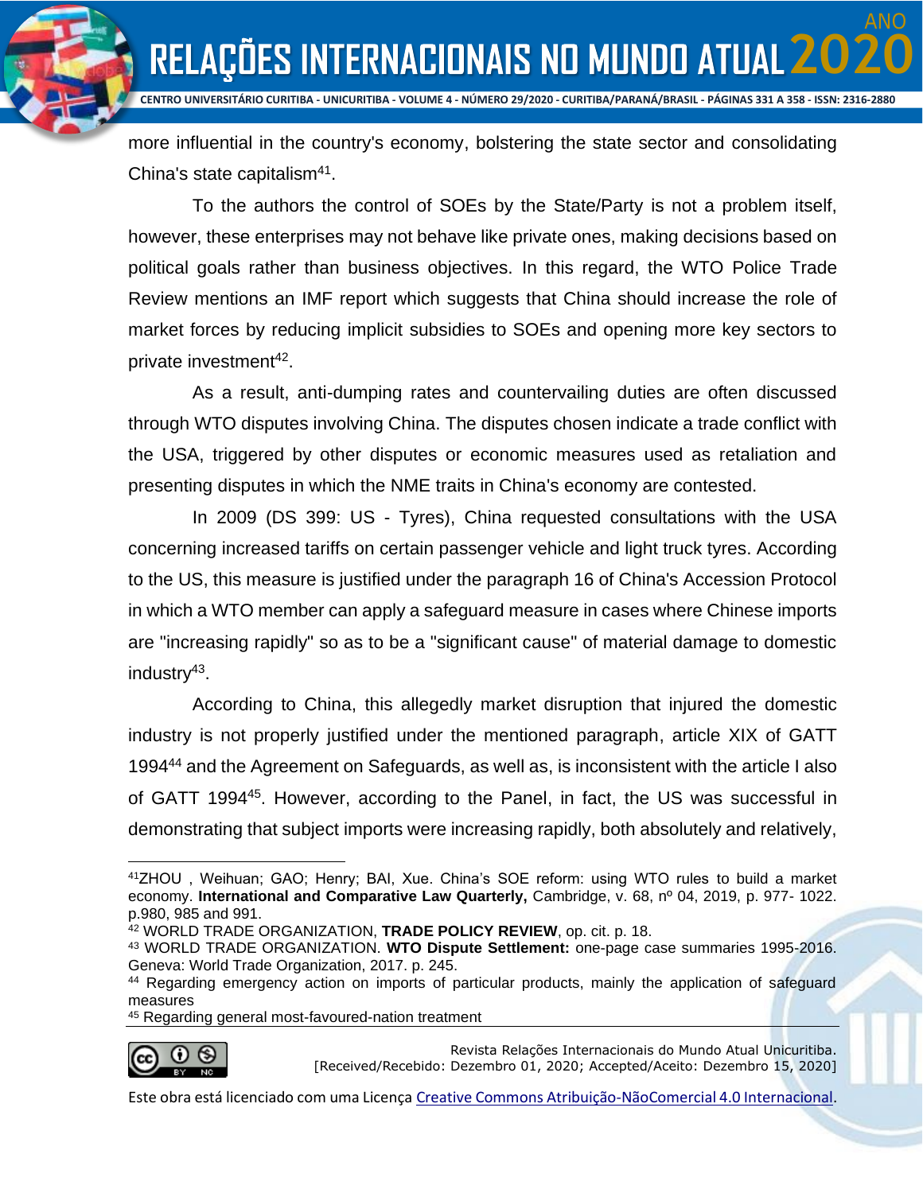more influential in the country's economy, bolstering the state sector and consolidating China's state capitalism[41].

To the authors the control of SOEs by the State/Party is not a problem itself, however, these enterprises may not behave like private ones, making decisions based on political goals rather than business objectives. In this regard, the WTO Police Trade Review mentions an IMF report which suggests that China should increase the role of market forces by reducing implicit subsidies to SOEs and opening more key sectors to private investment[42].

As a result, anti-dumping rates and countervailing duties are often discussed through WTO disputes involving China. The disputes chosen indicate a trade conflict with the USA, triggered by other disputes or economic measures used as retaliation and presenting disputes in which the NME traits in China's economy are contested.

In 2009 (DS 399: US - Tyres), China requested consultations with the USA concerning increased tariffs on certain passenger vehicle and light truck tyres. According to the US, this measure is justified under the paragraph 16 of China's Accession Protocol in which a WTO member can apply a safeguard measure in cases where Chinese imports are "increasing rapidly" so as to be a "significant cause" of material damage to domestic industry[43].

According to China, this allegedly market disruption that injured the domestic industry is not properly justified under the mentioned paragraph, article XIX of GATT 1994[44] and the Agreement on Safeguards, as well as, is inconsistent with the article I also of GATT 1994[45]. However, according to the Panel, in fact, the US was successful in demonstrating that subject imports were increasing rapidly, both absolutely and relatively,

---

[41] ZHOU , Weihuan; GAO; Henry; BAI, Xue. China's SOE reform: using WTO rules to build a market economy. **International and Comparative Law Quarterly,** Cambridge, v. 68, nº 04, 2019, p. 977- 1022. p.980, 985 and 991.

[42] WORLD TRADE ORGANIZATION, **TRADE POLICY REVIEW**, op. cit. p. 18.

[43] WORLD TRADE ORGANIZATION. **WTO Dispute Settlement:** one-page case summaries 1995-2016. Geneva: World Trade Organization, 2017. p. 245.

[44] Regarding emergency action on imports of particular products, mainly the application of safeguard measures

[45] Regarding general most-favoured-nation treatment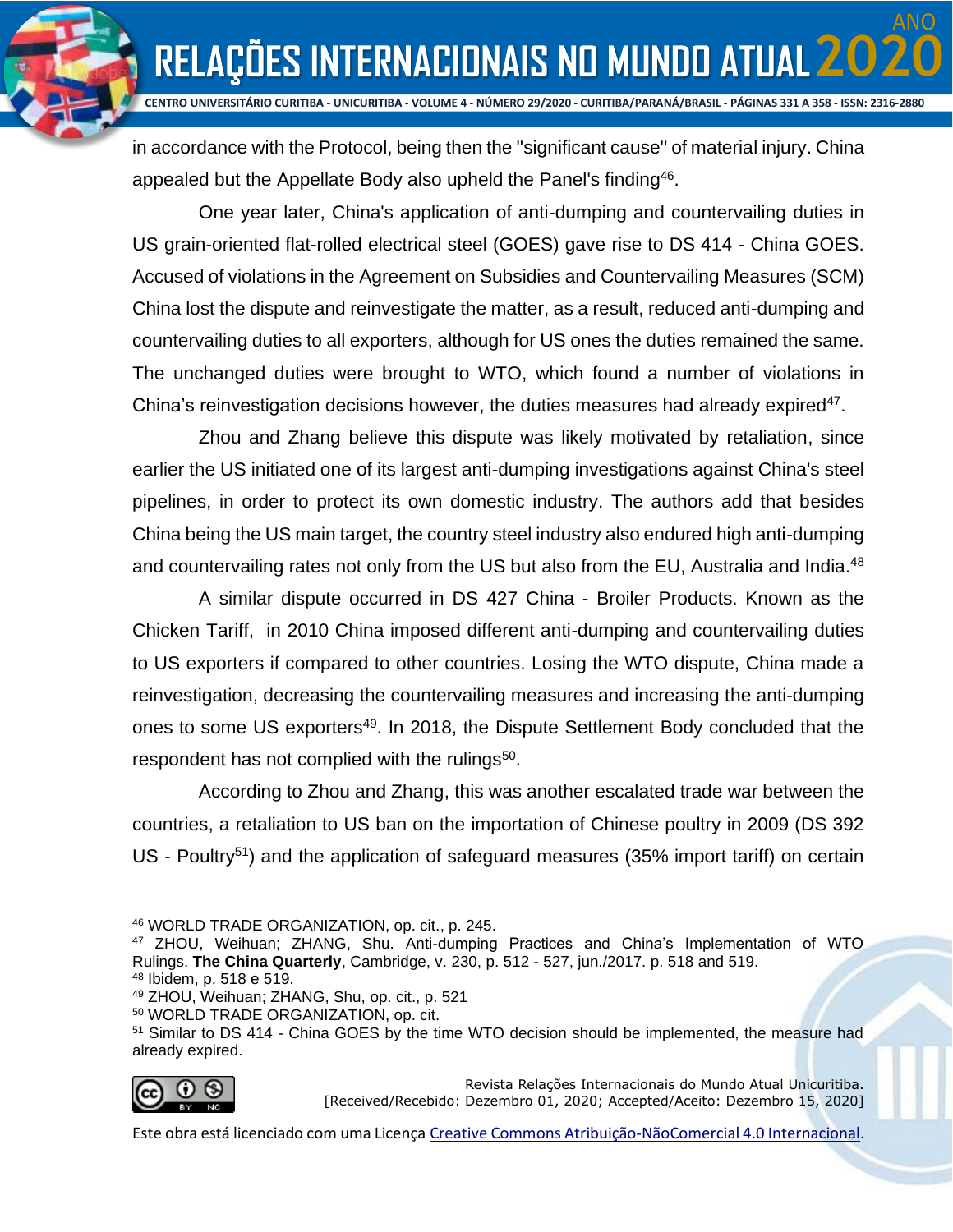in accordance with the Protocol, being then the "significant cause" of material injury. China appealed but the Appellate Body also upheld the Panel's finding[46].

One year later, China's application of anti-dumping and countervailing duties in US grain-oriented flat-rolled electrical steel (GOES) gave rise to DS 414 - China GOES. Accused of violations in the Agreement on Subsidies and Countervailing Measures (SCM) China lost the dispute and reinvestigate the matter, as a result, reduced anti-dumping and countervailing duties to all exporters, although for US ones the duties remained the same. The unchanged duties were brought to WTO, which found a number of violations in China's reinvestigation decisions however, the duties measures had already expired[47].

Zhou and Zhang believe this dispute was likely motivated by retaliation, since earlier the US initiated one of its largest anti-dumping investigations against China's steel pipelines, in order to protect its own domestic industry. The authors add that besides China being the US main target, the country steel industry also endured high anti-dumping and countervailing rates not only from the US but also from the EU, Australia and India.[48]

A similar dispute occurred in DS 427 China - Broiler Products. Known as the Chicken Tariff, in 2010 China imposed different anti-dumping and countervailing duties to US exporters if compared to other countries. Losing the WTO dispute, China made a reinvestigation, decreasing the countervailing measures and increasing the anti-dumping ones to some US exporters[49]. In 2018, the Dispute Settlement Body concluded that the respondent has not complied with the rulings[50].

According to Zhou and Zhang, this was another escalated trade war between the countries, a retaliation to US ban on the importation of Chinese poultry in 2009 (DS 392 US - Poultry[51]) and the application of safeguard measures (35% import tariff) on certain

---

[46] WORLD TRADE ORGANIZATION, op. cit., p. 245.

[47] ZHOU, Weihuan; ZHANG, Shu. Anti-dumping Practices and China's Implementation of WTO Rulings. **The China Quarterly**, Cambridge, v. 230, p. 512 - 527, jun./2017. p. 518 and 519.

[48] Ibidem, p. 518 e 519.

[49] ZHOU, Weihuan; ZHANG, Shu, op. cit., p. 521

[50] WORLD TRADE ORGANIZATION, op. cit.

[51] Similar to DS 414 - China GOES by the time WTO decision should be implemented, the measure had already expired.

Revista Relações Internacionais do Mundo Atual Unicuritiba.
[Received/Recebido: Dezembro 01, 2020; Accepted/Aceito: Dezembro 15, 2020]

Este obra está licenciado com uma Licença Creative Commons Atribuição-NãoComercial 4.0 Internacional.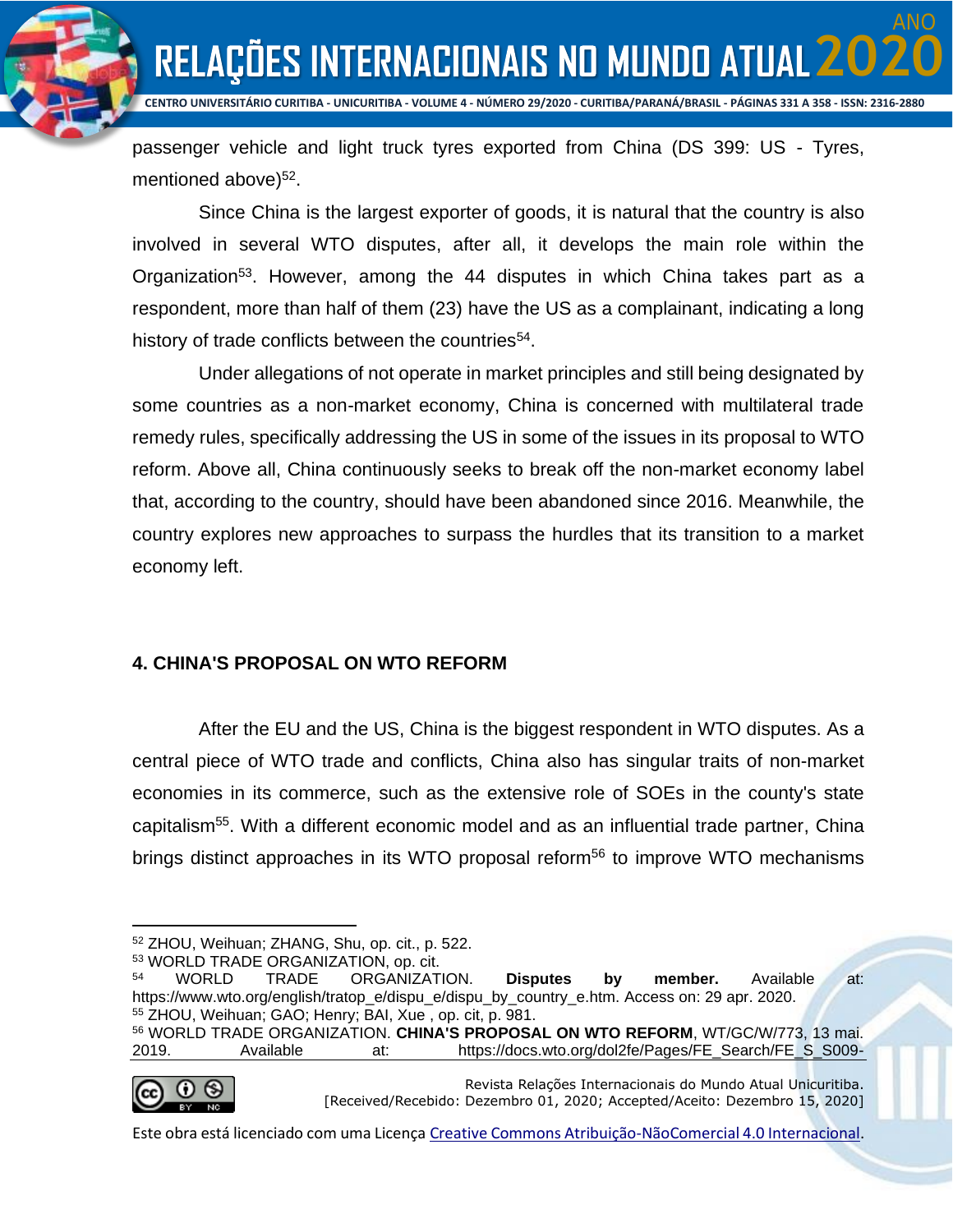passenger vehicle and light truck tyres exported from China (DS 399: US - Tyres, mentioned above)[52].

Since China is the largest exporter of goods, it is natural that the country is also involved in several WTO disputes, after all, it develops the main role within the Organization[53]. However, among the 44 disputes in which China takes part as a respondent, more than half of them (23) have the US as a complainant, indicating a long history of trade conflicts between the countries[54].

Under allegations of not operate in market principles and still being designated by some countries as a non-market economy, China is concerned with multilateral trade remedy rules, specifically addressing the US in some of the issues in its proposal to WTO reform. Above all, China continuously seeks to break off the non-market economy label that, according to the country, should have been abandoned since 2016. Meanwhile, the country explores new approaches to surpass the hurdles that its transition to a market economy left.

## 4. CHINA'S PROPOSAL ON WTO REFORM

After the EU and the US, China is the biggest respondent in WTO disputes. As a central piece of WTO trade and conflicts, China also has singular traits of non-market economies in its commerce, such as the extensive role of SOEs in the county's state capitalism[55]. With a different economic model and as an influential trade partner, China brings distinct approaches in its WTO proposal reform[56] to improve WTO mechanisms

---

[52] ZHOU, Weihuan; ZHANG, Shu, op. cit., p. 522.

[53] WORLD TRADE ORGANIZATION, op. cit.

[54] WORLD TRADE ORGANIZATION. **Disputes by member.** Available at: https://www.wto.org/english/tratop_e/dispu_e/dispu_by_country_e.htm. Access on: 29 apr. 2020.

[55] ZHOU, Weihuan; GAO; Henry; BAI, Xue , op. cit, p. 981.

[56] WORLD TRADE ORGANIZATION. **CHINA'S PROPOSAL ON WTO REFORM**, WT/GC/W/773, 13 mai. 2019. Available at: https://docs.wto.org/dol2fe/Pages/FE_Search/FE_S_S009-

Revista Relações Internacionais do Mundo Atual Unicuritiba.
[Received/Recebido: Dezembro 01, 2020; Accepted/Aceito: Dezembro 15, 2020]

Este obra está licenciado com uma Licença Creative Commons Atribuição-NãoComercial 4.0 Internacional.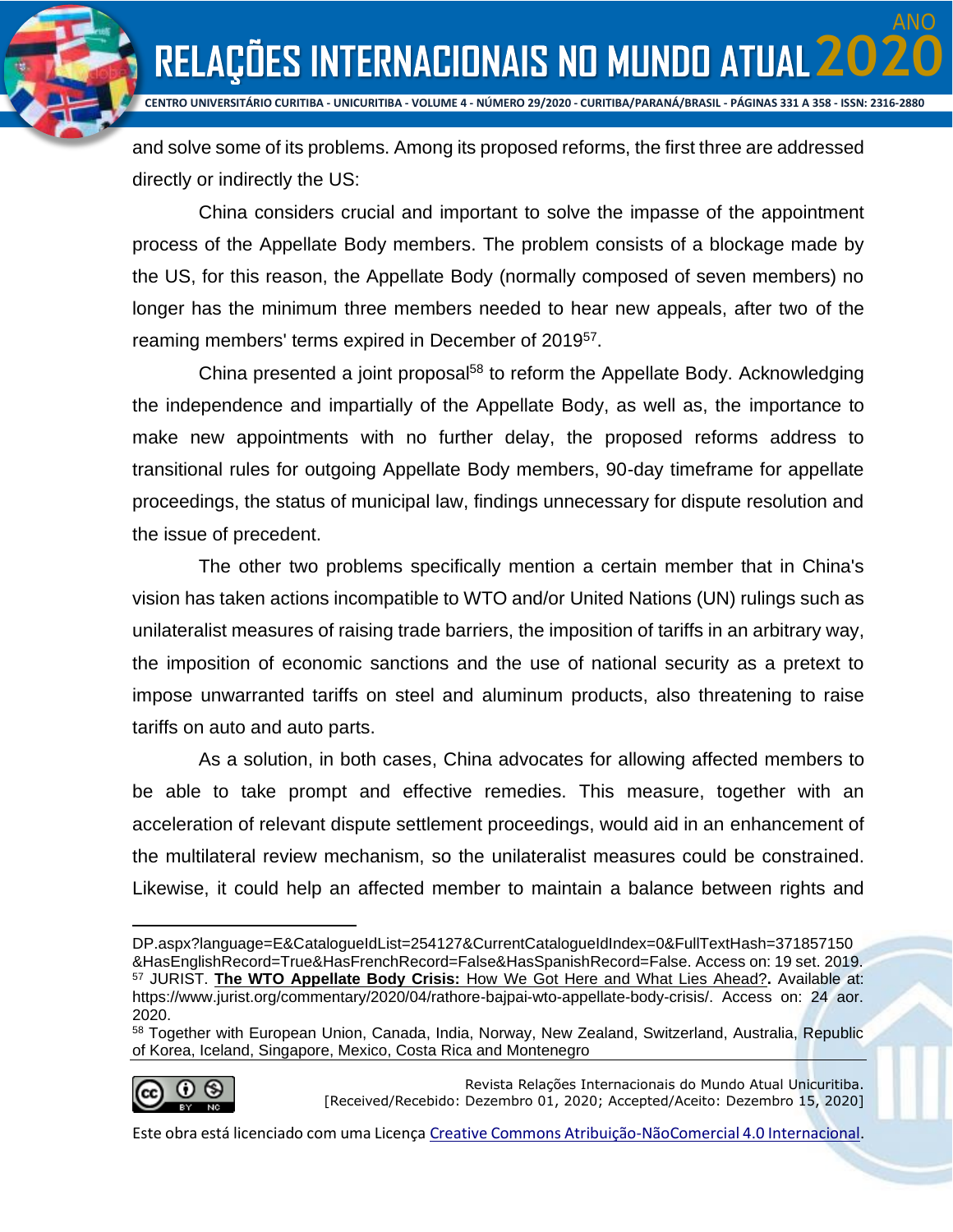and solve some of its problems. Among its proposed reforms, the first three are addressed directly or indirectly the US:

China considers crucial and important to solve the impasse of the appointment process of the Appellate Body members. The problem consists of a blockage made by the US, for this reason, the Appellate Body (normally composed of seven members) no longer has the minimum three members needed to hear new appeals, after two of the reaming members' terms expired in December of 2019[57].

China presented a joint proposal[58] to reform the Appellate Body. Acknowledging the independence and impartially of the Appellate Body, as well as, the importance to make new appointments with no further delay, the proposed reforms address to transitional rules for outgoing Appellate Body members, 90-day timeframe for appellate proceedings, the status of municipal law, findings unnecessary for dispute resolution and the issue of precedent.

The other two problems specifically mention a certain member that in China's vision has taken actions incompatible to WTO and/or United Nations (UN) rulings such as unilateralist measures of raising trade barriers, the imposition of tariffs in an arbitrary way, the imposition of economic sanctions and the use of national security as a pretext to impose unwarranted tariffs on steel and aluminum products, also threatening to raise tariffs on auto and auto parts.

As a solution, in both cases, China advocates for allowing affected members to be able to take prompt and effective remedies. This measure, together with an acceleration of relevant dispute settlement proceedings, would aid in an enhancement of the multilateral review mechanism, so the unilateralist measures could be constrained. Likewise, it could help an affected member to maintain a balance between rights and

---

DP.aspx?language=E&CatalogueIdList=254127&CurrentCatalogueIdIndex=0&FullTextHash=371857150&HasEnglishRecord=True&HasFrenchRecord=False&HasSpanishRecord=False. Access on: 19 set. 2019.

[57] JURIST. **The WTO Appellate Body Crisis:** How We Got Here and What Lies Ahead?**.** Available at: https://www.jurist.org/commentary/2020/04/rathore-bajpai-wto-appellate-body-crisis/. Access on: 24 aor. 2020.

[58] Together with European Union, Canada, India, Norway, New Zealand, Switzerland, Australia, Republic of Korea, Iceland, Singapore, Mexico, Costa Rica and Montenegro

Revista Relações Internacionais do Mundo Atual Unicuritiba.
[Received/Recebido: Dezembro 01, 2020; Accepted/Aceito: Dezembro 15, 2020]

Este obra está licenciado com uma Licença Creative Commons Atribuição-NãoComercial 4.0 Internacional.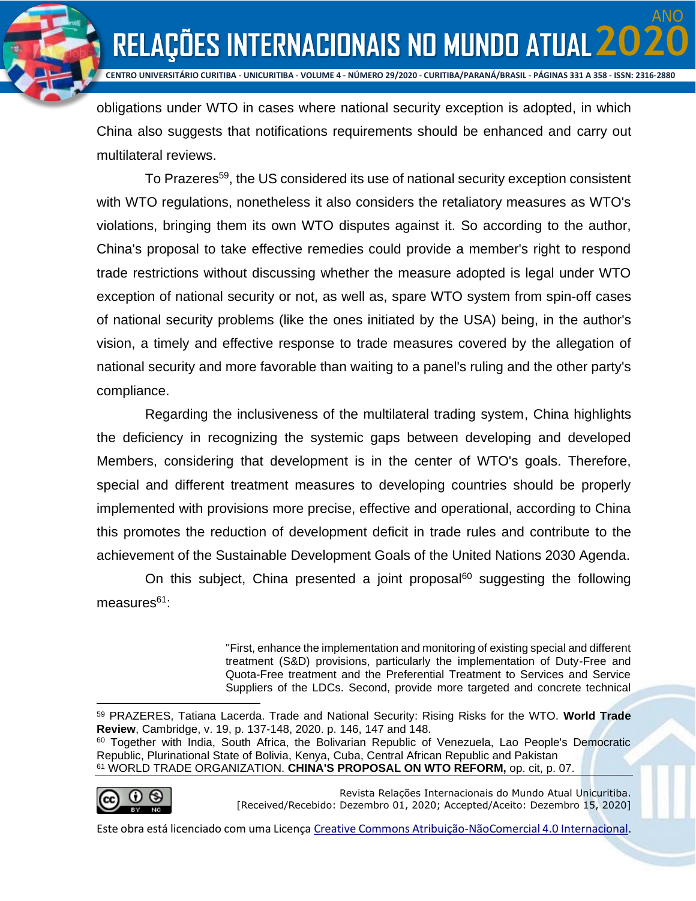obligations under WTO in cases where national security exception is adopted, in which China also suggests that notifications requirements should be enhanced and carry out multilateral reviews.

To Prazeres[59], the US considered its use of national security exception consistent with WTO regulations, nonetheless it also considers the retaliatory measures as WTO's violations, bringing them its own WTO disputes against it. So according to the author, China's proposal to take effective remedies could provide a member's right to respond trade restrictions without discussing whether the measure adopted is legal under WTO exception of national security or not, as well as, spare WTO system from spin-off cases of national security problems (like the ones initiated by the USA) being, in the author's vision, a timely and effective response to trade measures covered by the allegation of national security and more favorable than waiting to a panel's ruling and the other party's compliance.

Regarding the inclusiveness of the multilateral trading system, China highlights the deficiency in recognizing the systemic gaps between developing and developed Members, considering that development is in the center of WTO's goals. Therefore, special and different treatment measures to developing countries should be properly implemented with provisions more precise, effective and operational, according to China this promotes the reduction of development deficit in trade rules and contribute to the achievement of the Sustainable Development Goals of the United Nations 2030 Agenda.

On this subject, China presented a joint proposal[60] suggesting the following measures[61]:

> "First, enhance the implementation and monitoring of existing special and different treatment (S&D) provisions, particularly the implementation of Duty-Free and Quota-Free treatment and the Preferential Treatment to Services and Service Suppliers of the LDCs. Second, provide more targeted and concrete technical

---

[59] PRAZERES, Tatiana Lacerda. Trade and National Security: Rising Risks for the WTO. **World Trade Review**, Cambridge, v. 19, p. 137-148, 2020. p. 146, 147 and 148.

[60] Together with India, South Africa, the Bolivarian Republic of Venezuela, Lao People's Democratic Republic, Plurinational State of Bolivia, Kenya, Cuba, Central African Republic and Pakistan

[61] WORLD TRADE ORGANIZATION. **CHINA'S PROPOSAL ON WTO REFORM,** op. cit, p. 07.

Revista Relações Internacionais do Mundo Atual Unicuritiba.
[Received/Recebido: Dezembro 01, 2020; Accepted/Aceito: Dezembro 15, 2020]

Este obra está licenciado com uma Licença Creative Commons Atribuição-NãoComercial 4.0 Internacional.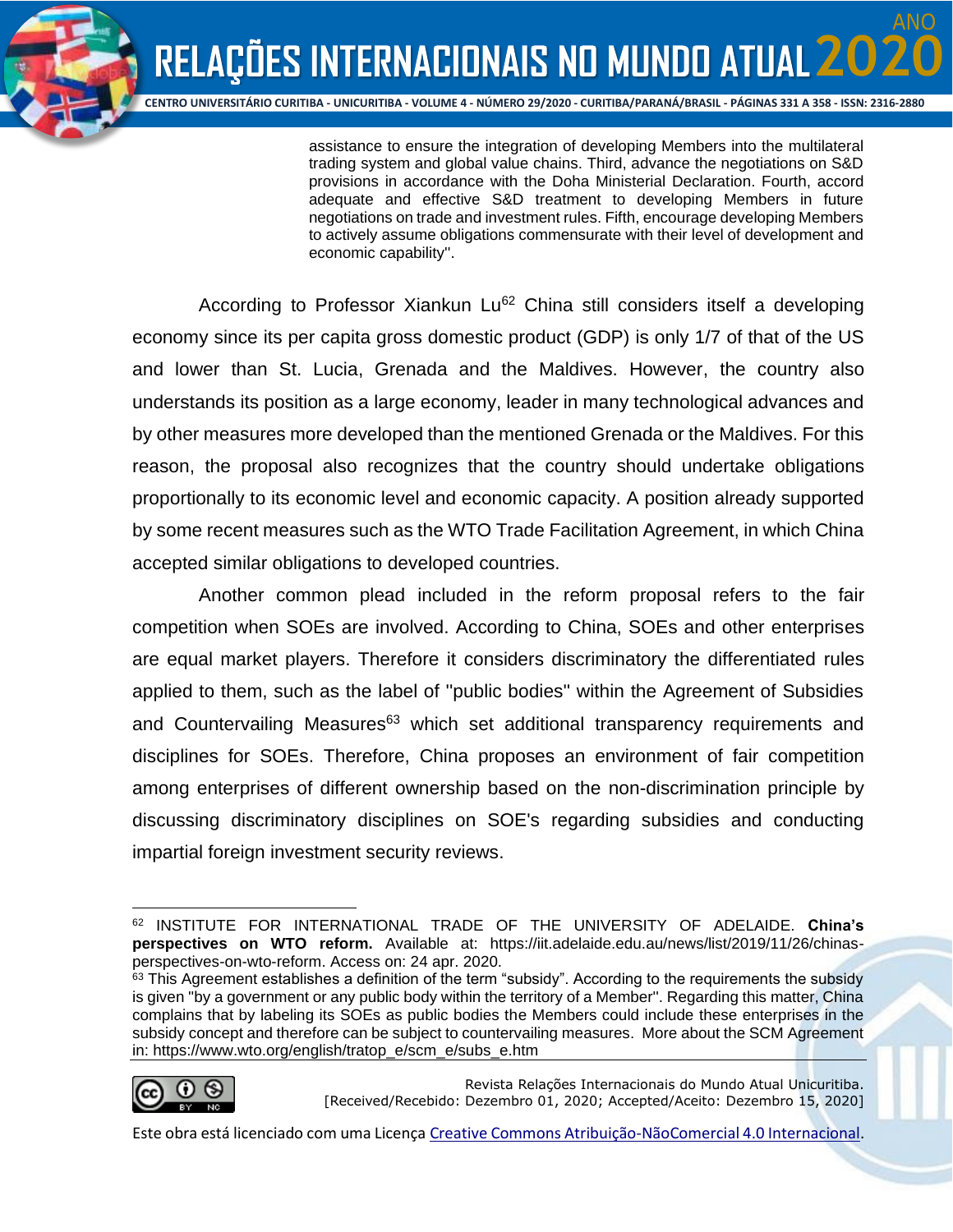> assistance to ensure the integration of developing Members into the multilateral trading system and global value chains. Third, advance the negotiations on S&D provisions in accordance with the Doha Ministerial Declaration. Fourth, accord adequate and effective S&D treatment to developing Members in future negotiations on trade and investment rules. Fifth, encourage developing Members to actively assume obligations commensurate with their level of development and economic capability".

According to Professor Xiankun Lu[62] China still considers itself a developing economy since its per capita gross domestic product (GDP) is only 1/7 of that of the US and lower than St. Lucia, Grenada and the Maldives. However, the country also understands its position as a large economy, leader in many technological advances and by other measures more developed than the mentioned Grenada or the Maldives. For this reason, the proposal also recognizes that the country should undertake obligations proportionally to its economic level and economic capacity. A position already supported by some recent measures such as the WTO Trade Facilitation Agreement, in which China accepted similar obligations to developed countries.

Another common plead included in the reform proposal refers to the fair competition when SOEs are involved. According to China, SOEs and other enterprises are equal market players. Therefore it considers discriminatory the differentiated rules applied to them, such as the label of "public bodies" within the Agreement of Subsidies and Countervailing Measures[63] which set additional transparency requirements and disciplines for SOEs. Therefore, China proposes an environment of fair competition among enterprises of different ownership based on the non-discrimination principle by discussing discriminatory disciplines on SOE's regarding subsidies and conducting impartial foreign investment security reviews.

---

[62] INSTITUTE FOR INTERNATIONAL TRADE OF THE UNIVERSITY OF ADELAIDE. **China's perspectives on WTO reform.** Available at: https://iit.adelaide.edu.au/news/list/2019/11/26/chinas-perspectives-on-wto-reform. Access on: 24 apr. 2020.

[63] This Agreement establishes a definition of the term "subsidy". According to the requirements the subsidy is given "by a government or any public body within the territory of a Member". Regarding this matter, China complains that by labeling its SOEs as public bodies the Members could include these enterprises in the subsidy concept and therefore can be subject to countervailing measures. More about the SCM Agreement in: https://www.wto.org/english/tratop_e/scm_e/subs_e.htm

Revista Relações Internacionais do Mundo Atual Unicuritiba.
[Received/Recebido: Dezembro 01, 2020; Accepted/Aceito: Dezembro 15, 2020]

Este obra está licenciado com uma Licença Creative Commons Atribuição-NãoComercial 4.0 Internacional.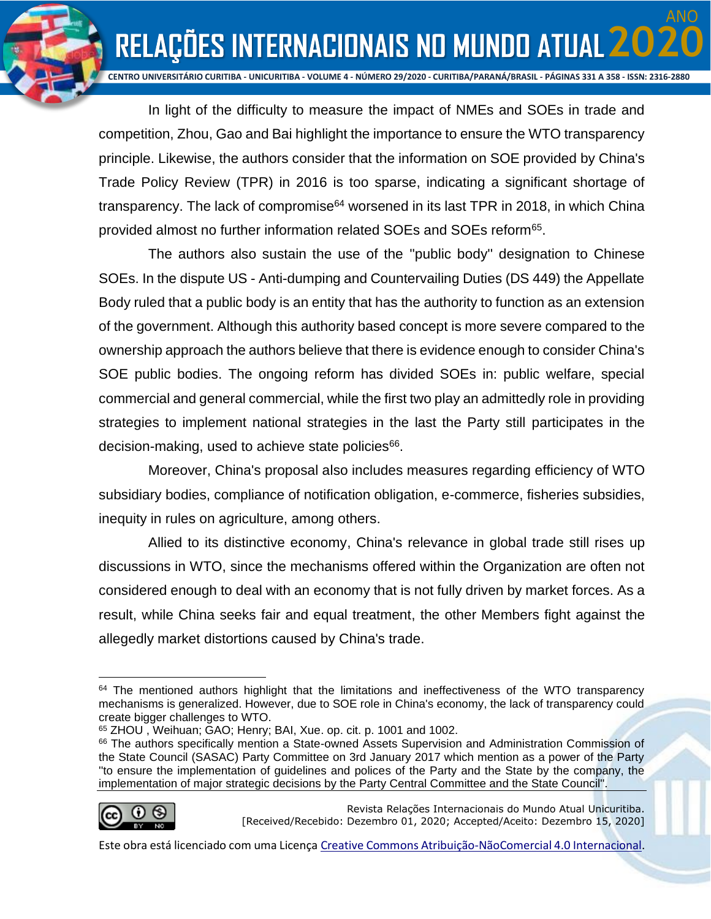In light of the difficulty to measure the impact of NMEs and SOEs in trade and competition, Zhou, Gao and Bai highlight the importance to ensure the WTO transparency principle. Likewise, the authors consider that the information on SOE provided by China's Trade Policy Review (TPR) in 2016 is too sparse, indicating a significant shortage of transparency. The lack of compromise[64] worsened in its last TPR in 2018, in which China provided almost no further information related SOEs and SOEs reform[65].

The authors also sustain the use of the "public body" designation to Chinese SOEs. In the dispute US - Anti-dumping and Countervailing Duties (DS 449) the Appellate Body ruled that a public body is an entity that has the authority to function as an extension of the government. Although this authority based concept is more severe compared to the ownership approach the authors believe that there is evidence enough to consider China's SOE public bodies. The ongoing reform has divided SOEs in: public welfare, special commercial and general commercial, while the first two play an admittedly role in providing strategies to implement national strategies in the last the Party still participates in the decision-making, used to achieve state policies[66].

Moreover, China's proposal also includes measures regarding efficiency of WTO subsidiary bodies, compliance of notification obligation, e-commerce, fisheries subsidies, inequity in rules on agriculture, among others.

Allied to its distinctive economy, China's relevance in global trade still rises up discussions in WTO, since the mechanisms offered within the Organization are often not considered enough to deal with an economy that is not fully driven by market forces. As a result, while China seeks fair and equal treatment, the other Members fight against the allegedly market distortions caused by China's trade.

---

[64] The mentioned authors highlight that the limitations and ineffectiveness of the WTO transparency mechanisms is generalized. However, due to SOE role in China's economy, the lack of transparency could create bigger challenges to WTO.

[65] ZHOU , Weihuan; GAO; Henry; BAI, Xue. op. cit. p. 1001 and 1002.

[66] The authors specifically mention a State-owned Assets Supervision and Administration Commission of the State Council (SASAC) Party Committee on 3rd January 2017 which mention as a power of the Party "to ensure the implementation of guidelines and polices of the Party and the State by the company, the implementation of major strategic decisions by the Party Central Committee and the State Council".

Revista Relações Internacionais do Mundo Atual Unicuritiba.
[Received/Recebido: Dezembro 01, 2020; Accepted/Aceito: Dezembro 15, 2020]

Este obra está licenciado com uma Licença Creative Commons Atribuição-NãoComercial 4.0 Internacional.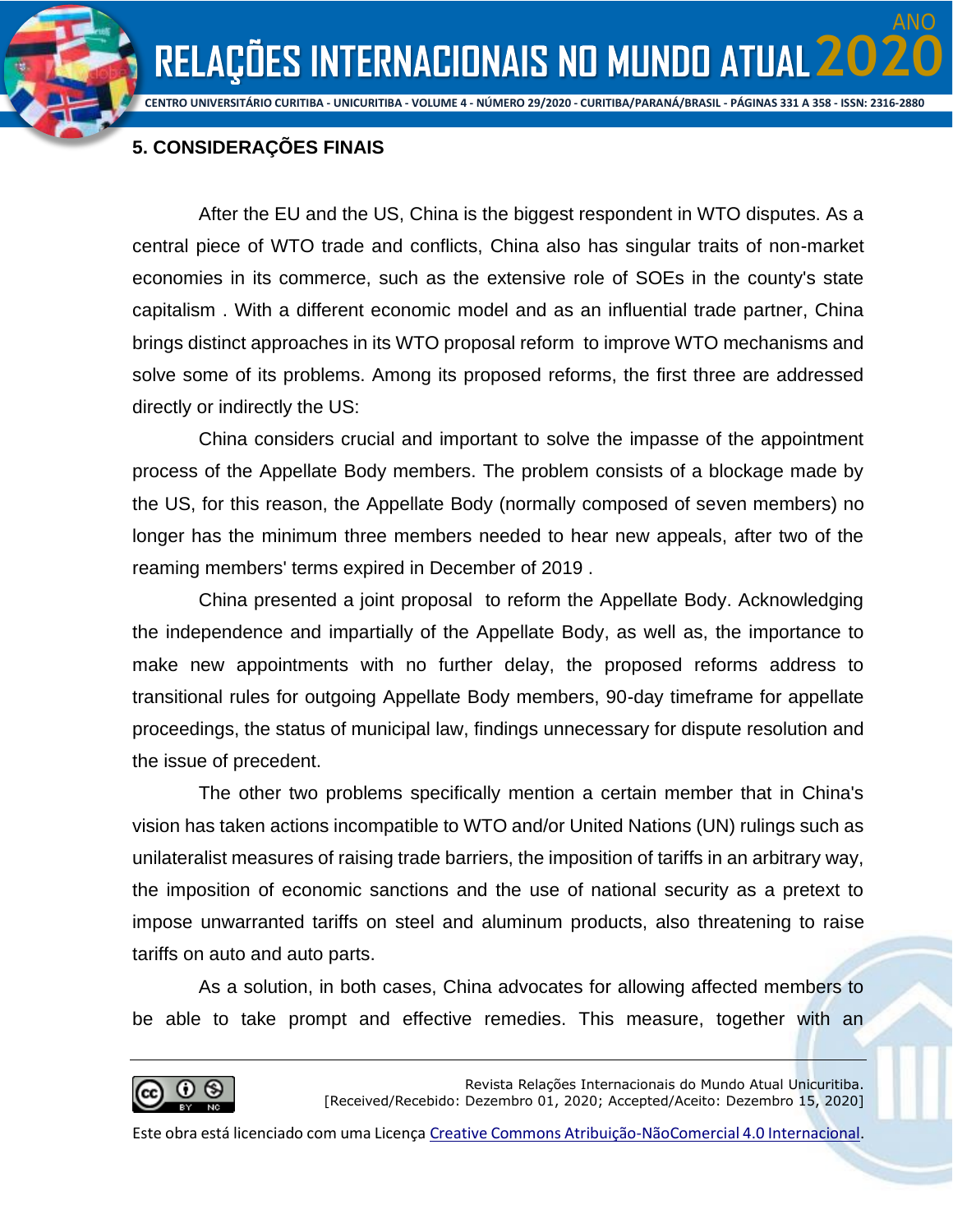## 5. CONSIDERAÇÕES FINAIS

After the EU and the US, China is the biggest respondent in WTO disputes. As a central piece of WTO trade and conflicts, China also has singular traits of non-market economies in its commerce, such as the extensive role of SOEs in the county's state capitalism . With a different economic model and as an influential trade partner, China brings distinct approaches in its WTO proposal reform to improve WTO mechanisms and solve some of its problems. Among its proposed reforms, the first three are addressed directly or indirectly the US:

China considers crucial and important to solve the impasse of the appointment process of the Appellate Body members. The problem consists of a blockage made by the US, for this reason, the Appellate Body (normally composed of seven members) no longer has the minimum three members needed to hear new appeals, after two of the reaming members' terms expired in December of 2019 .

China presented a joint proposal to reform the Appellate Body. Acknowledging the independence and impartially of the Appellate Body, as well as, the importance to make new appointments with no further delay, the proposed reforms address to transitional rules for outgoing Appellate Body members, 90-day timeframe for appellate proceedings, the status of municipal law, findings unnecessary for dispute resolution and the issue of precedent.

The other two problems specifically mention a certain member that in China's vision has taken actions incompatible to WTO and/or United Nations (UN) rulings such as unilateralist measures of raising trade barriers, the imposition of tariffs in an arbitrary way, the imposition of economic sanctions and the use of national security as a pretext to impose unwarranted tariffs on steel and aluminum products, also threatening to raise tariffs on auto and auto parts.

As a solution, in both cases, China advocates for allowing affected members to be able to take prompt and effective remedies. This measure, together with an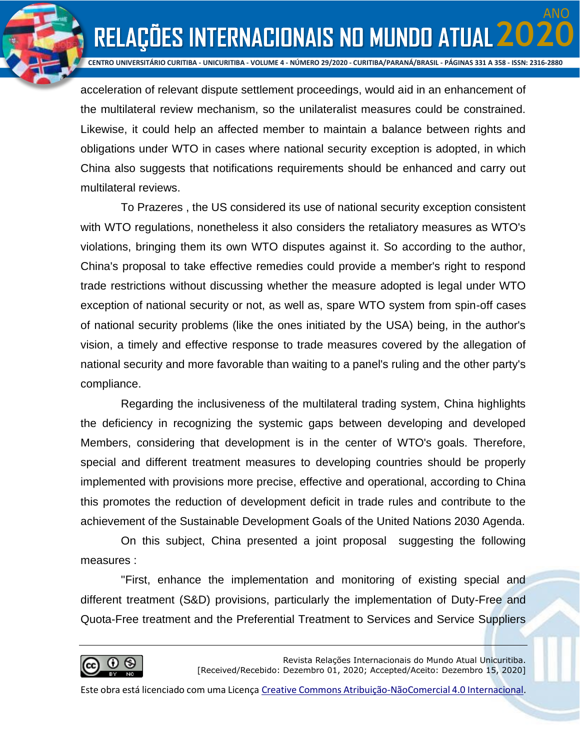acceleration of relevant dispute settlement proceedings, would aid in an enhancement of the multilateral review mechanism, so the unilateralist measures could be constrained. Likewise, it could help an affected member to maintain a balance between rights and obligations under WTO in cases where national security exception is adopted, in which China also suggests that notifications requirements should be enhanced and carry out multilateral reviews.

To Prazeres , the US considered its use of national security exception consistent with WTO regulations, nonetheless it also considers the retaliatory measures as WTO's violations, bringing them its own WTO disputes against it. So according to the author, China's proposal to take effective remedies could provide a member's right to respond trade restrictions without discussing whether the measure adopted is legal under WTO exception of national security or not, as well as, spare WTO system from spin-off cases of national security problems (like the ones initiated by the USA) being, in the author's vision, a timely and effective response to trade measures covered by the allegation of national security and more favorable than waiting to a panel's ruling and the other party's compliance.

Regarding the inclusiveness of the multilateral trading system, China highlights the deficiency in recognizing the systemic gaps between developing and developed Members, considering that development is in the center of WTO's goals. Therefore, special and different treatment measures to developing countries should be properly implemented with provisions more precise, effective and operational, according to China this promotes the reduction of development deficit in trade rules and contribute to the achievement of the Sustainable Development Goals of the United Nations 2030 Agenda.

On this subject, China presented a joint proposal suggesting the following measures :

"First, enhance the implementation and monitoring of existing special and different treatment (S&D) provisions, particularly the implementation of Duty-Free and Quota-Free treatment and the Preferential Treatment to Services and Service Suppliers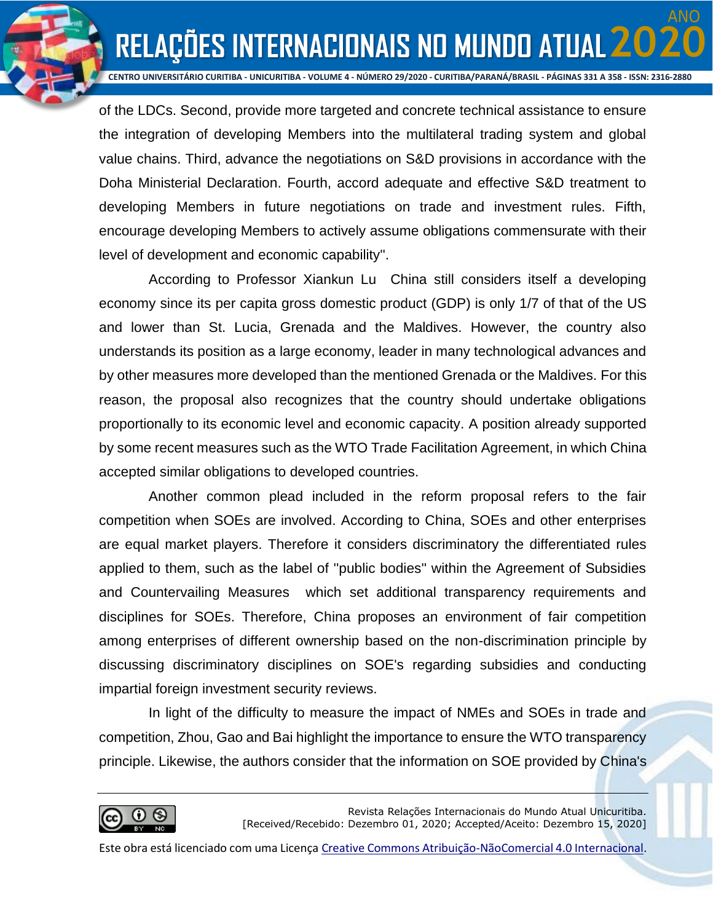of the LDCs. Second, provide more targeted and concrete technical assistance to ensure the integration of developing Members into the multilateral trading system and global value chains. Third, advance the negotiations on S&D provisions in accordance with the Doha Ministerial Declaration. Fourth, accord adequate and effective S&D treatment to developing Members in future negotiations on trade and investment rules. Fifth, encourage developing Members to actively assume obligations commensurate with their level of development and economic capability".

According to Professor Xiankun Lu  China still considers itself a developing economy since its per capita gross domestic product (GDP) is only 1/7 of that of the US and lower than St. Lucia, Grenada and the Maldives. However, the country also understands its position as a large economy, leader in many technological advances and by other measures more developed than the mentioned Grenada or the Maldives. For this reason, the proposal also recognizes that the country should undertake obligations proportionally to its economic level and economic capacity. A position already supported by some recent measures such as the WTO Trade Facilitation Agreement, in which China accepted similar obligations to developed countries.

Another common plead included in the reform proposal refers to the fair competition when SOEs are involved. According to China, SOEs and other enterprises are equal market players. Therefore it considers discriminatory the differentiated rules applied to them, such as the label of "public bodies" within the Agreement of Subsidies and Countervailing Measures  which set additional transparency requirements and disciplines for SOEs. Therefore, China proposes an environment of fair competition among enterprises of different ownership based on the non-discrimination principle by discussing discriminatory disciplines on SOE's regarding subsidies and conducting impartial foreign investment security reviews.

In light of the difficulty to measure the impact of NMEs and SOEs in trade and competition, Zhou, Gao and Bai highlight the importance to ensure the WTO transparency principle. Likewise, the authors consider that the information on SOE provided by China's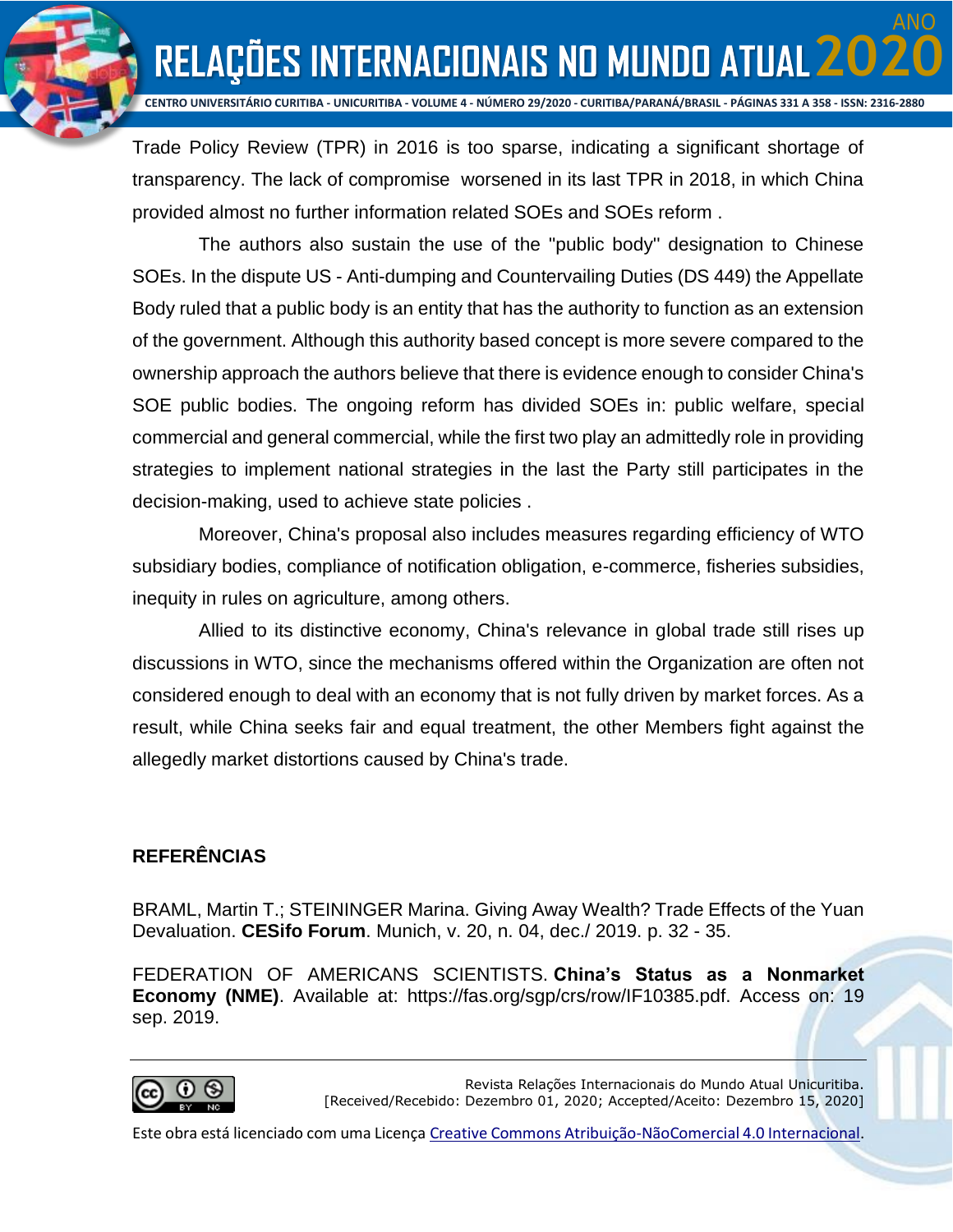Trade Policy Review (TPR) in 2016 is too sparse, indicating a significant shortage of transparency. The lack of compromise worsened in its last TPR in 2018, in which China provided almost no further information related SOEs and SOEs reform .

The authors also sustain the use of the "public body" designation to Chinese SOEs. In the dispute US - Anti-dumping and Countervailing Duties (DS 449) the Appellate Body ruled that a public body is an entity that has the authority to function as an extension of the government. Although this authority based concept is more severe compared to the ownership approach the authors believe that there is evidence enough to consider China's SOE public bodies. The ongoing reform has divided SOEs in: public welfare, special commercial and general commercial, while the first two play an admittedly role in providing strategies to implement national strategies in the last the Party still participates in the decision-making, used to achieve state policies .

Moreover, China's proposal also includes measures regarding efficiency of WTO subsidiary bodies, compliance of notification obligation, e-commerce, fisheries subsidies, inequity in rules on agriculture, among others.

Allied to its distinctive economy, China's relevance in global trade still rises up discussions in WTO, since the mechanisms offered within the Organization are often not considered enough to deal with an economy that is not fully driven by market forces. As a result, while China seeks fair and equal treatment, the other Members fight against the allegedly market distortions caused by China's trade.

## REFERÊNCIAS

BRAML, Martin T.; STEININGER Marina. Giving Away Wealth? Trade Effects of the Yuan Devaluation. **CESifo Forum**. Munich, v. 20, n. 04, dec./ 2019. p. 32 - 35.

FEDERATION OF AMERICANS SCIENTISTS. **China's Status as a Nonmarket Economy (NME)**. Available at: https://fas.org/sgp/crs/row/IF10385.pdf. Access on: 19 sep. 2019.

Revista Relações Internacionais do Mundo Atual Unicuritiba.
[Received/Recebido: Dezembro 01, 2020; Accepted/Aceito: Dezembro 15, 2020]

Este obra está licenciado com uma Licença Creative Commons Atribuição-NãoComercial 4.0 Internacional.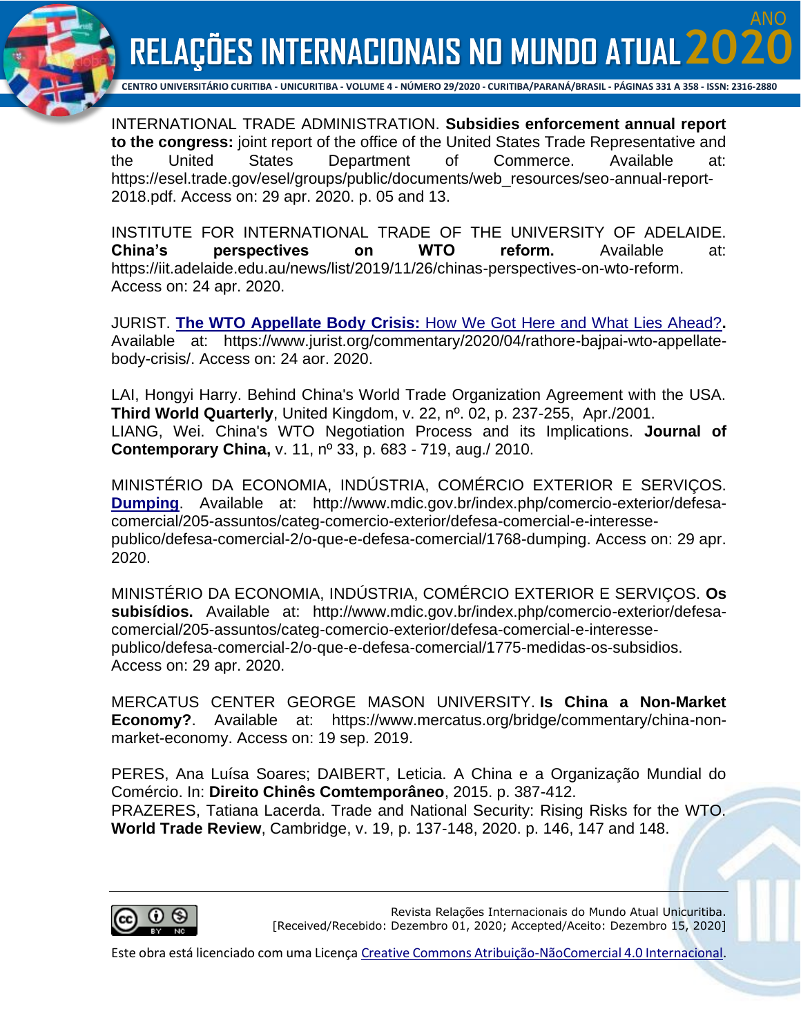INTERNATIONAL TRADE ADMINISTRATION. **Subsidies enforcement annual report to the congress:** joint report of the office of the United States Trade Representative and the United States Department of Commerce. Available at: https://esel.trade.gov/esel/groups/public/documents/web_resources/seo-annual-report-2018.pdf. Access on: 29 apr. 2020. p. 05 and 13.

INSTITUTE FOR INTERNATIONAL TRADE OF THE UNIVERSITY OF ADELAIDE. **China's perspectives on WTO reform.** Available at: https://iit.adelaide.edu.au/news/list/2019/11/26/chinas-perspectives-on-wto-reform. Access on: 24 apr. 2020.

JURIST. **The WTO Appellate Body Crisis:** How We Got Here and What Lies Ahead?**.** Available at: https://www.jurist.org/commentary/2020/04/rathore-bajpai-wto-appellate-body-crisis/. Access on: 24 aor. 2020.

LAI, Hongyi Harry. Behind China's World Trade Organization Agreement with the USA. **Third World Quarterly**, United Kingdom, v. 22, nº. 02, p. 237-255, Apr./2001.
LIANG, Wei. China's WTO Negotiation Process and its Implications. **Journal of Contemporary China,** v. 11, nº 33, p. 683 - 719, aug./ 2010.

MINISTÉRIO DA ECONOMIA, INDÚSTRIA, COMÉRCIO EXTERIOR E SERVIÇOS. **Dumping**. Available at: http://www.mdic.gov.br/index.php/comercio-exterior/defesa-comercial/205-assuntos/categ-comercio-exterior/defesa-comercial-e-interesse-publico/defesa-comercial-2/o-que-e-defesa-comercial/1768-dumping. Access on: 29 apr. 2020.

MINISTÉRIO DA ECONOMIA, INDÚSTRIA, COMÉRCIO EXTERIOR E SERVIÇOS. **Os subisídios.** Available at: http://www.mdic.gov.br/index.php/comercio-exterior/defesa-comercial/205-assuntos/categ-comercio-exterior/defesa-comercial-e-interesse-publico/defesa-comercial-2/o-que-e-defesa-comercial/1775-medidas-os-subsidios. Access on: 29 apr. 2020.

MERCATUS CENTER GEORGE MASON UNIVERSITY. **Is China a Non-Market Economy?**. Available at: https://www.mercatus.org/bridge/commentary/china-non-market-economy. Access on: 19 sep. 2019.

PERES, Ana Luísa Soares; DAIBERT, Leticia. A China e a Organização Mundial do Comércio. In: **Direito Chinês Comtemporâneo**, 2015. p. 387-412.
PRAZERES, Tatiana Lacerda. Trade and National Security: Rising Risks for the WTO. **World Trade Review**, Cambridge, v. 19, p. 137-148, 2020. p. 146, 147 and 148.

Revista Relações Internacionais do Mundo Atual Unicuritiba.
[Received/Recebido: Dezembro 01, 2020; Accepted/Aceito: Dezembro 15, 2020]

Este obra está licenciado com uma Licença Creative Commons Atribuição-NãoComercial 4.0 Internacional.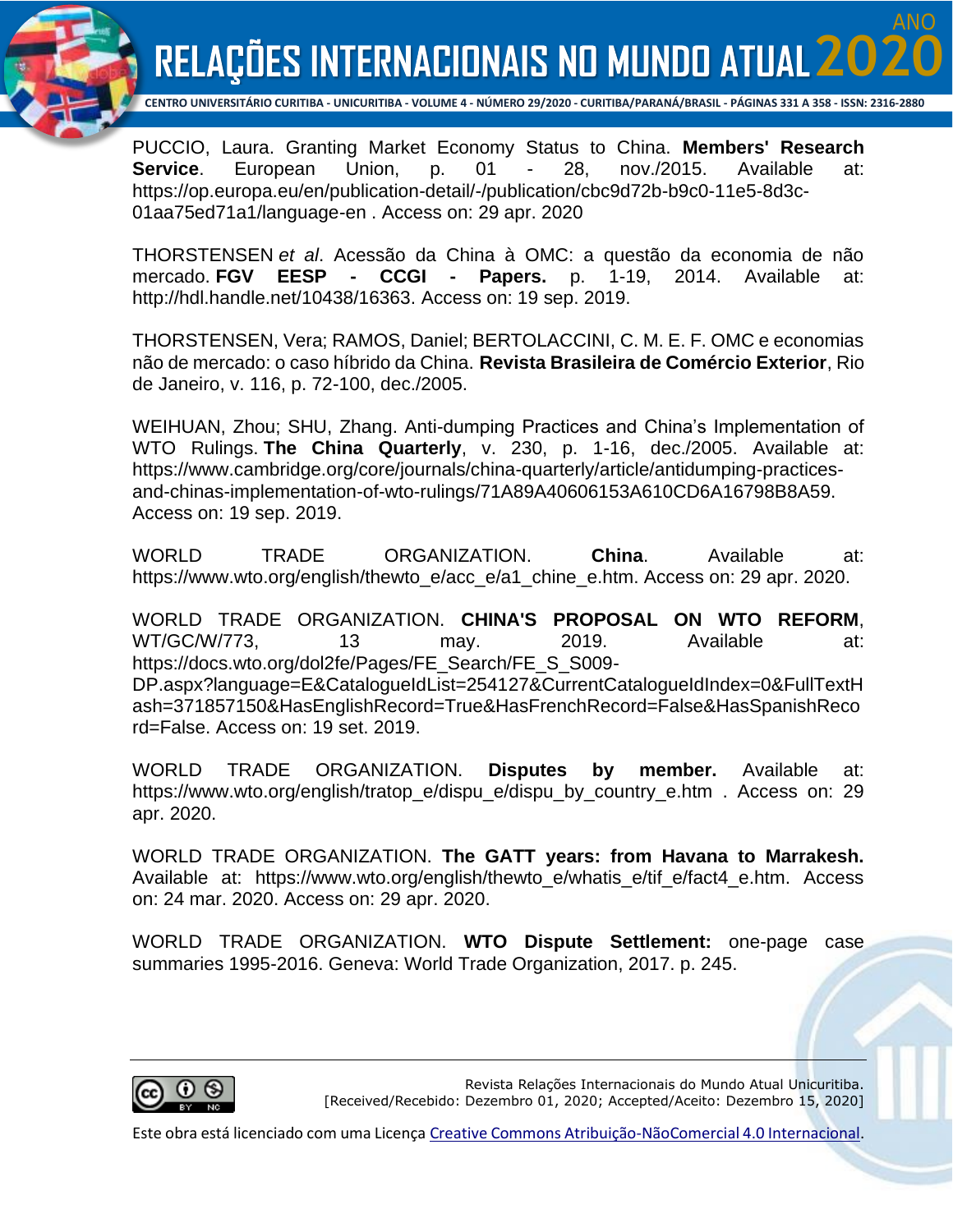PUCCIO, Laura. Granting Market Economy Status to China. **Members' Research Service**. European Union, p. 01 - 28, nov./2015. Available at: https://op.europa.eu/en/publication-detail/-/publication/cbc9d72b-b9c0-11e5-8d3c-01aa75ed71a1/language-en . Access on: 29 apr. 2020

THORSTENSEN *et al*. Acessão da China à OMC: a questão da economia de não mercado. **FGV EESP - CCGI - Papers.** p. 1-19, 2014. Available at: http://hdl.handle.net/10438/16363. Access on: 19 sep. 2019.

THORSTENSEN, Vera; RAMOS, Daniel; BERTOLACCINI, C. M. E. F. OMC e economias não de mercado: o caso híbrido da China. **Revista Brasileira de Comércio Exterior**, Rio de Janeiro, v. 116, p. 72-100, dec./2005.

WEIHUAN, Zhou; SHU, Zhang. Anti-dumping Practices and China's Implementation of WTO Rulings. **The China Quarterly**, v. 230, p. 1-16, dec./2005. Available at: https://www.cambridge.org/core/journals/china-quarterly/article/antidumping-practices-and-chinas-implementation-of-wto-rulings/71A89A40606153A610CD6A16798B8A59. Access on: 19 sep. 2019.

WORLD TRADE ORGANIZATION. **China**. Available at: https://www.wto.org/english/thewto_e/acc_e/a1_chine_e.htm. Access on: 29 apr. 2020.

WORLD TRADE ORGANIZATION. **CHINA'S PROPOSAL ON WTO REFORM**, WT/GC/W/773, 13 may. 2019. Available at: https://docs.wto.org/dol2fe/Pages/FE_Search/FE_S_S009-DP.aspx?language=E&CatalogueIdList=254127&CurrentCatalogueIdIndex=0&FullTextHash=371857150&HasEnglishRecord=True&HasFrenchRecord=False&HasSpanishRecord=False. Access on: 19 set. 2019.

WORLD TRADE ORGANIZATION. **Disputes by member.** Available at: https://www.wto.org/english/tratop_e/dispu_e/dispu_by_country_e.htm . Access on: 29 apr. 2020.

WORLD TRADE ORGANIZATION. **The GATT years: from Havana to Marrakesh.** Available at: https://www.wto.org/english/thewto_e/whatis_e/tif_e/fact4_e.htm. Access on: 24 mar. 2020. Access on: 29 apr. 2020.

WORLD TRADE ORGANIZATION. **WTO Dispute Settlement:** one-page case summaries 1995-2016. Geneva: World Trade Organization, 2017. p. 245.

Revista Relações Internacionais do Mundo Atual Unicuritiba.
[Received/Recebido: Dezembro 01, 2020; Accepted/Aceito: Dezembro 15, 2020]

Este obra está licenciado com uma Licença Creative Commons Atribuição-NãoComercial 4.0 Internacional.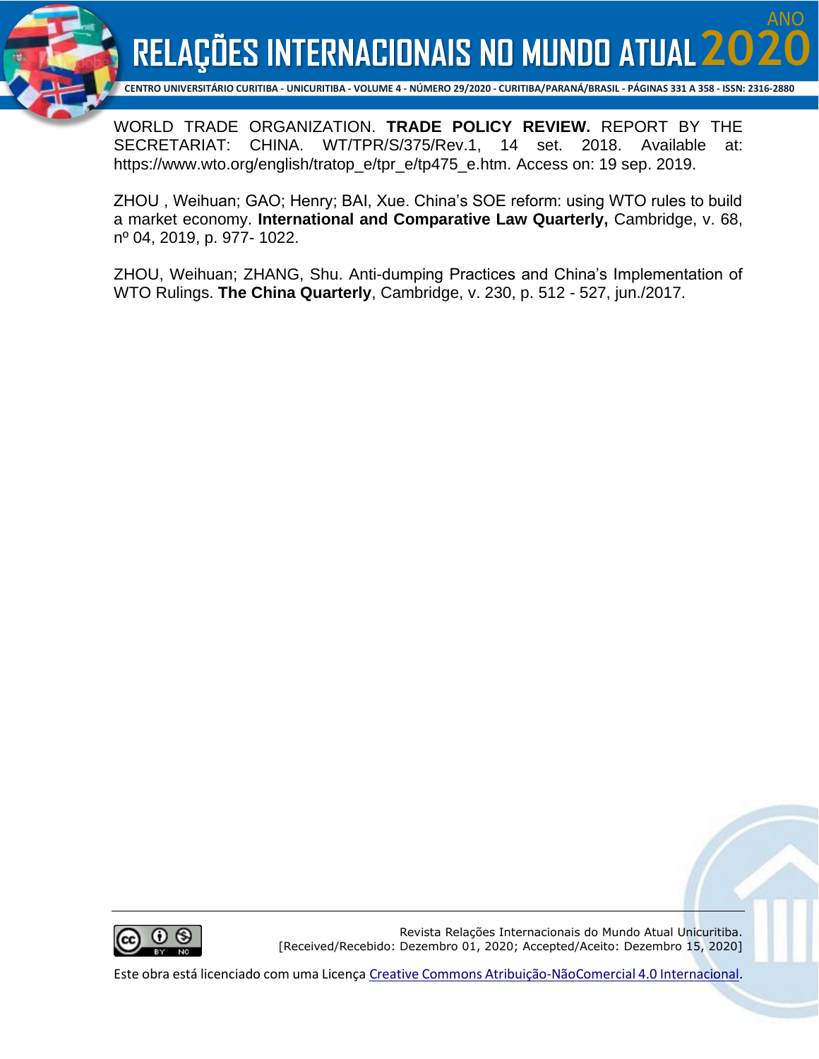WORLD TRADE ORGANIZATION. **TRADE POLICY REVIEW.** REPORT BY THE SECRETARIAT: CHINA. WT/TPR/S/375/Rev.1, 14 set. 2018. Available at: https://www.wto.org/english/tratop_e/tpr_e/tp475_e.htm. Access on: 19 sep. 2019.

ZHOU , Weihuan; GAO; Henry; BAI, Xue. China's SOE reform: using WTO rules to build a market economy. **International and Comparative Law Quarterly,** Cambridge, v. 68, nº 04, 2019, p. 977- 1022.

ZHOU, Weihuan; ZHANG, Shu. Anti-dumping Practices and China's Implementation of WTO Rulings. **The China Quarterly**, Cambridge, v. 230, p. 512 - 527, jun./2017.

Revista Relações Internacionais do Mundo Atual Unicuritiba.
[Received/Recebido: Dezembro 01, 2020; Accepted/Aceito: Dezembro 15, 2020]

Este obra está licenciado com uma Licença Creative Commons Atribuição-NãoComercial 4.0 Internacional.